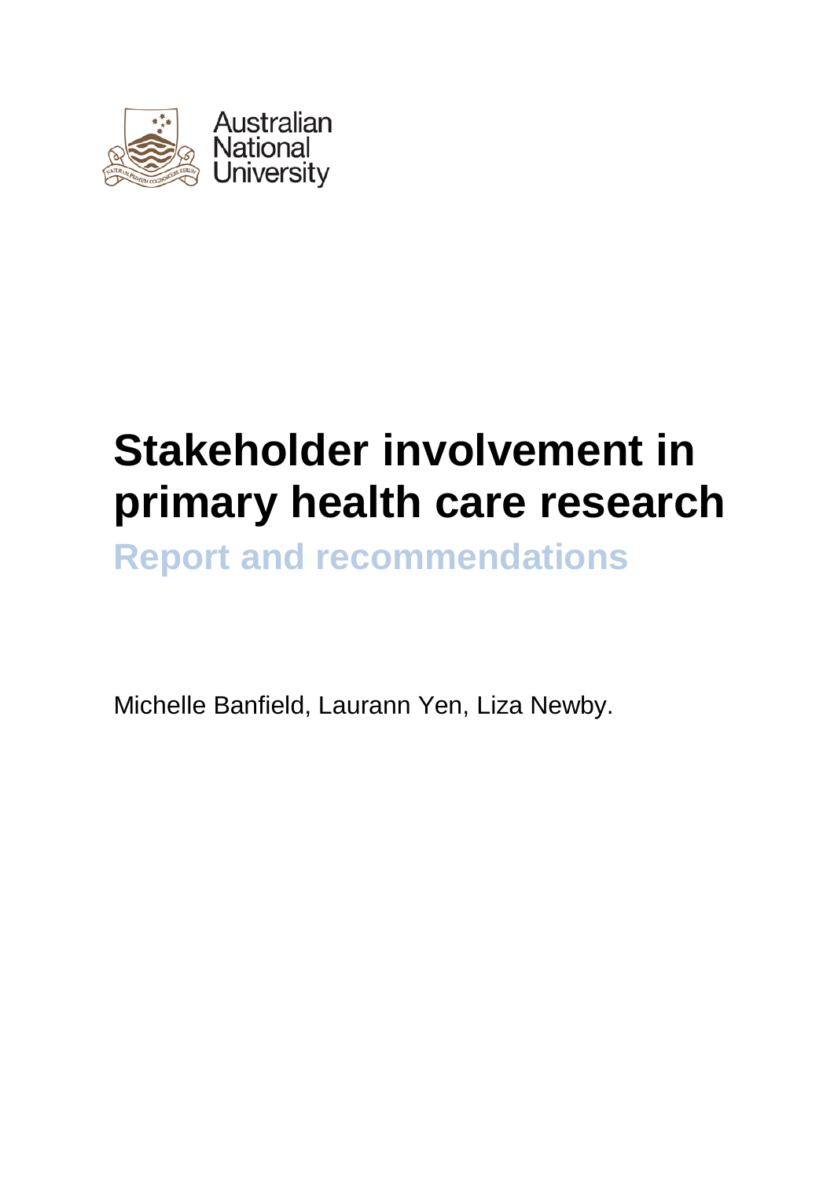Australian National University

# Stakeholder involvement in primary health care research

## Report and recommendations

Michelle Banfield, Laurann Yen, Liza Newby.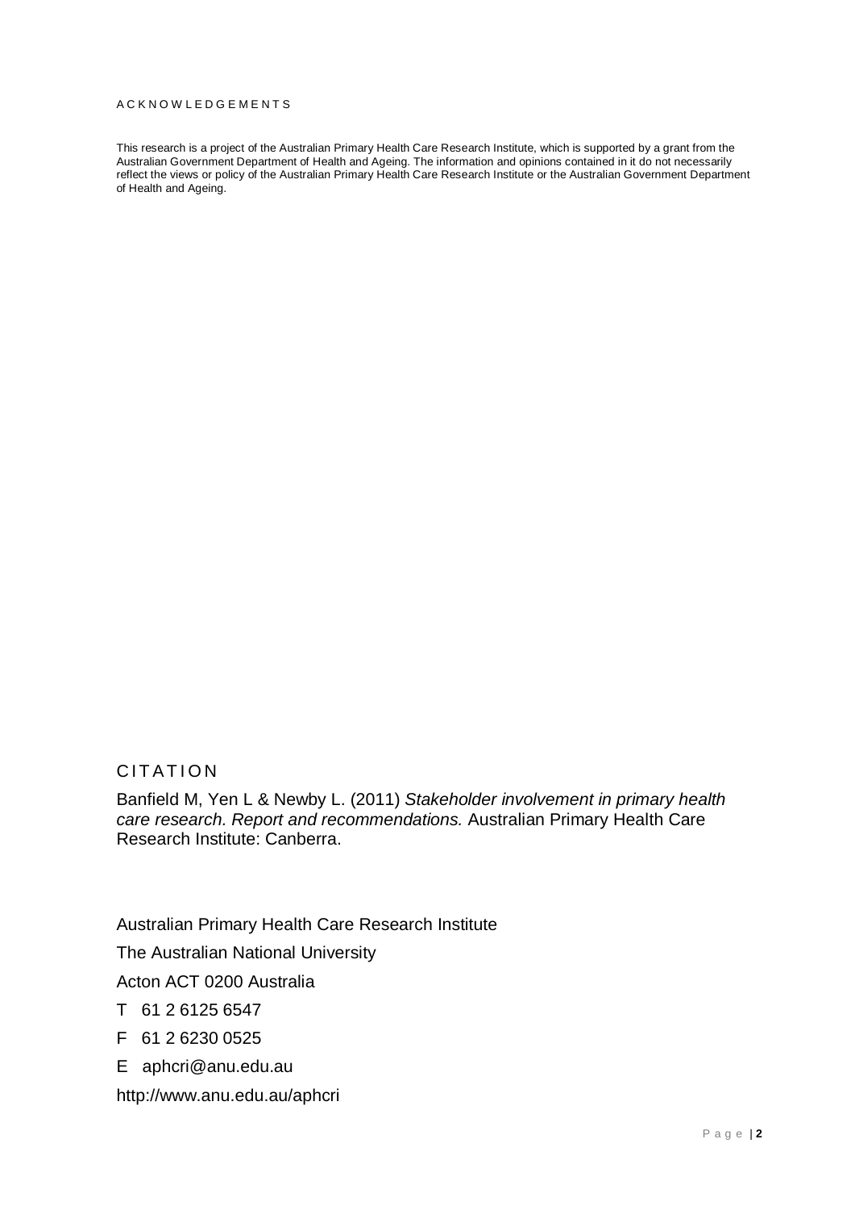## ACKNOWLEDGEMENTS

This research is a project of the Australian Primary Health Care Research Institute, which is supported by a grant from the Australian Government Department of Health and Ageing. The information and opinions contained in it do not necessarily reflect the views or policy of the Australian Primary Health Care Research Institute or the Australian Government Department of Health and Ageing.

## CITATION

Banfield M, Yen L & Newby L. (2011) *Stakeholder involvement in primary health care research. Report and recommendations.* Australian Primary Health Care Research Institute: Canberra.

Australian Primary Health Care Research Institute

The Australian National University

Acton ACT 0200 Australia

T 61 2 6125 6547

F 61 2 6230 0525

E aphcri@anu.edu.au

http://www.anu.edu.au/aphcri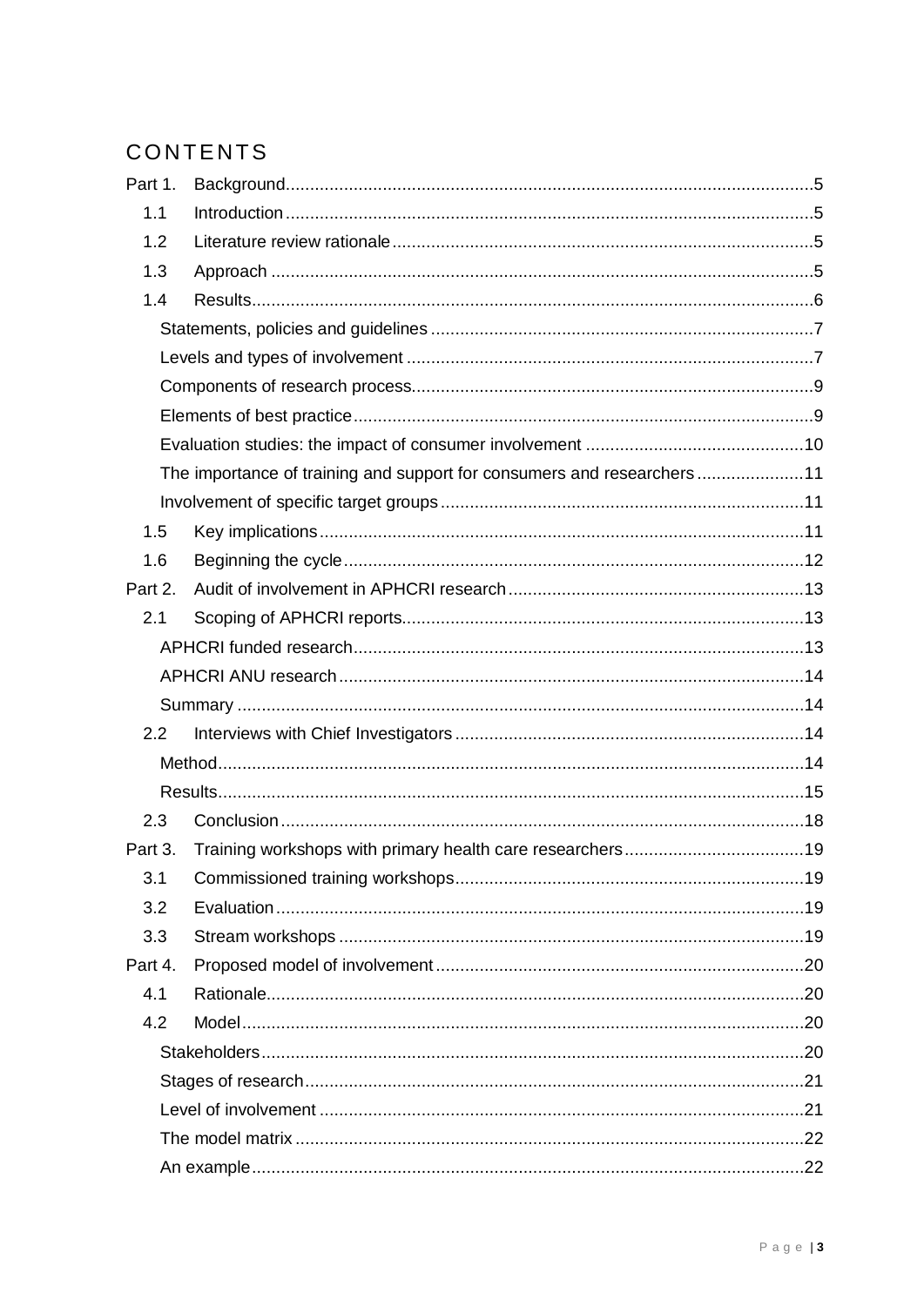# CONTENTS

- Part 1. Background ... 5
  - 1.1 Introduction ... 5
  - 1.2 Literature review rationale ... 5
  - 1.3 Approach ... 5
  - 1.4 Results ... 6
    - Statements, policies and guidelines ... 7
    - Levels and types of involvement ... 7
    - Components of research process ... 9
    - Elements of best practice ... 9
    - Evaluation studies: the impact of consumer involvement ... 10
    - The importance of training and support for consumers and researchers ... 11
    - Involvement of specific target groups ... 11
  - 1.5 Key implications ... 11
  - 1.6 Beginning the cycle ... 12
- Part 2. Audit of involvement in APHCRI research ... 13
  - 2.1 Scoping of APHCRI reports ... 13
    - APHCRI funded research ... 13
    - APHCRI ANU research ... 14
    - Summary ... 14
  - 2.2 Interviews with Chief Investigators ... 14
    - Method ... 14
    - Results ... 15
  - 2.3 Conclusion ... 18
- Part 3. Training workshops with primary health care researchers ... 19
  - 3.1 Commissioned training workshops ... 19
  - 3.2 Evaluation ... 19
  - 3.3 Stream workshops ... 19
- Part 4. Proposed model of involvement ... 20
  - 4.1 Rationale ... 20
  - 4.2 Model ... 20
    - Stakeholders ... 20
    - Stages of research ... 21
    - Level of involvement ... 21
    - The model matrix ... 22
    - An example ... 22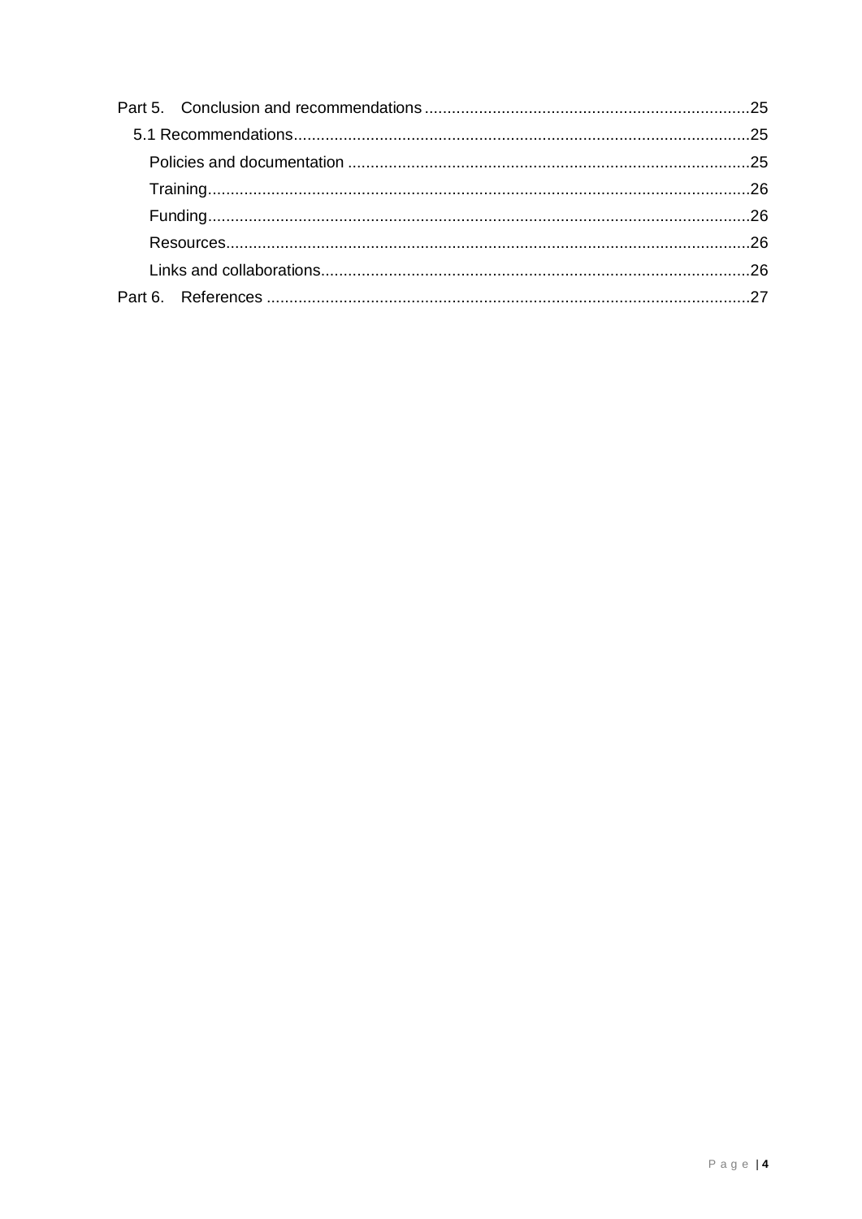Part 5. Conclusion and recommendations ........................................................................ 25

5.1 Recommendations ................................................................................................. 25

Policies and documentation ........................................................................................ 25

Training ....................................................................................................................... 26

Funding ....................................................................................................................... 26

Resources ................................................................................................................... 26

Links and collaborations .............................................................................................. 26

Part 6. References ........................................................................................................ 27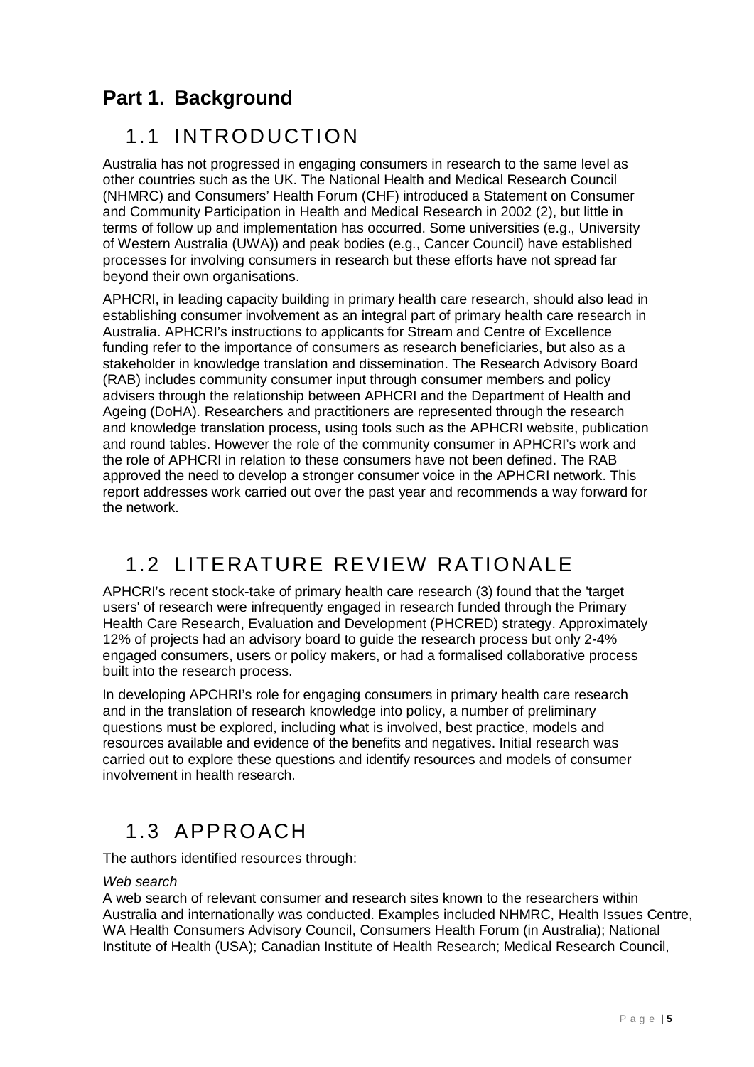# Part 1. Background

## 1.1 INTRODUCTION

Australia has not progressed in engaging consumers in research to the same level as other countries such as the UK. The National Health and Medical Research Council (NHMRC) and Consumers' Health Forum (CHF) introduced a Statement on Consumer and Community Participation in Health and Medical Research in 2002 (2), but little in terms of follow up and implementation has occurred. Some universities (e.g., University of Western Australia (UWA)) and peak bodies (e.g., Cancer Council) have established processes for involving consumers in research but these efforts have not spread far beyond their own organisations.

APHCRI, in leading capacity building in primary health care research, should also lead in establishing consumer involvement as an integral part of primary health care research in Australia. APHCRI's instructions to applicants for Stream and Centre of Excellence funding refer to the importance of consumers as research beneficiaries, but also as a stakeholder in knowledge translation and dissemination. The Research Advisory Board (RAB) includes community consumer input through consumer members and policy advisers through the relationship between APHCRI and the Department of Health and Ageing (DoHA). Researchers and practitioners are represented through the research and knowledge translation process, using tools such as the APHCRI website, publication and round tables. However the role of the community consumer in APHCRI's work and the role of APHCRI in relation to these consumers have not been defined. The RAB approved the need to develop a stronger consumer voice in the APHCRI network. This report addresses work carried out over the past year and recommends a way forward for the network.

## 1.2 LITERATURE REVIEW RATIONALE

APHCRI's recent stock-take of primary health care research (3) found that the 'target users' of research were infrequently engaged in research funded through the Primary Health Care Research, Evaluation and Development (PHCRED) strategy. Approximately 12% of projects had an advisory board to guide the research process but only 2-4% engaged consumers, users or policy makers, or had a formalised collaborative process built into the research process.

In developing APCHRI's role for engaging consumers in primary health care research and in the translation of research knowledge into policy, a number of preliminary questions must be explored, including what is involved, best practice, models and resources available and evidence of the benefits and negatives. Initial research was carried out to explore these questions and identify resources and models of consumer involvement in health research.

## 1.3 APPROACH

The authors identified resources through:

*Web search*

A web search of relevant consumer and research sites known to the researchers within Australia and internationally was conducted. Examples included NHMRC, Health Issues Centre, WA Health Consumers Advisory Council, Consumers Health Forum (in Australia); National Institute of Health (USA); Canadian Institute of Health Research; Medical Research Council,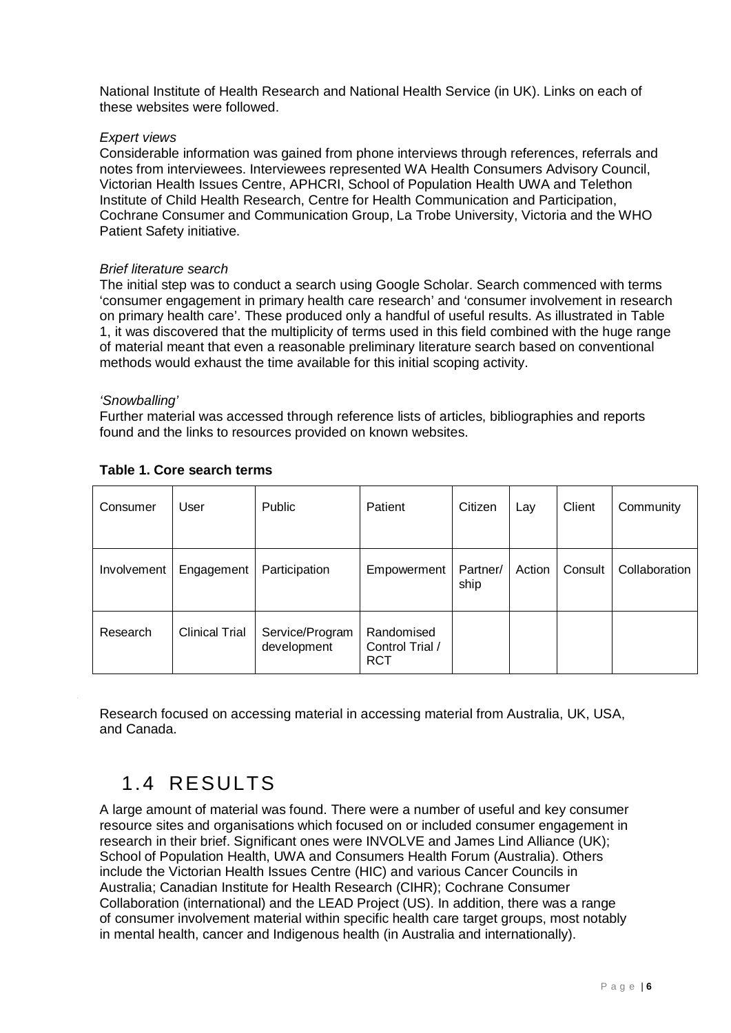National Institute of Health Research and National Health Service (in UK). Links on each of these websites were followed.

*Expert views*

Considerable information was gained from phone interviews through references, referrals and notes from interviewees. Interviewees represented WA Health Consumers Advisory Council, Victorian Health Issues Centre, APHCRI, School of Population Health UWA and Telethon Institute of Child Health Research, Centre for Health Communication and Participation, Cochrane Consumer and Communication Group, La Trobe University, Victoria and the WHO Patient Safety initiative.

*Brief literature search*

The initial step was to conduct a search using Google Scholar. Search commenced with terms 'consumer engagement in primary health care research' and 'consumer involvement in research on primary health care'. These produced only a handful of useful results. As illustrated in Table 1, it was discovered that the multiplicity of terms used in this field combined with the huge range of material meant that even a reasonable preliminary literature search based on conventional methods would exhaust the time available for this initial scoping activity.

*'Snowballing'*

Further material was accessed through reference lists of articles, bibliographies and reports found and the links to resources provided on known websites.

**Table 1. Core search terms**

| Consumer | User | Public | Patient | Citizen | Lay | Client | Community |
|---|---|---|---|---|---|---|---|
| Involvement | Engagement | Participation | Empowerment | Partner/ship | Action | Consult | Collaboration |
| Research | Clinical Trial | Service/Program development | Randomised Control Trial / RCT | | | | |

Research focused on accessing material in accessing material from Australia, UK, USA, and Canada.

## 1.4 RESULTS

A large amount of material was found. There were a number of useful and key consumer resource sites and organisations which focused on or included consumer engagement in research in their brief. Significant ones were INVOLVE and James Lind Alliance (UK); School of Population Health, UWA and Consumers Health Forum (Australia). Others include the Victorian Health Issues Centre (HIC) and various Cancer Councils in Australia; Canadian Institute for Health Research (CIHR); Cochrane Consumer Collaboration (international) and the LEAD Project (US). In addition, there was a range of consumer involvement material within specific health care target groups, most notably in mental health, cancer and Indigenous health (in Australia and internationally).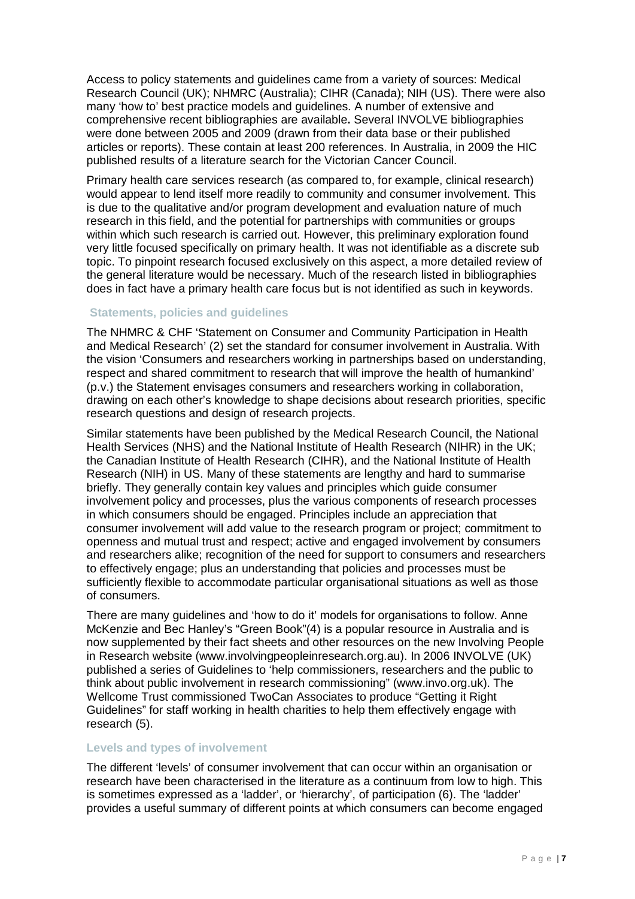Access to policy statements and guidelines came from a variety of sources: Medical Research Council (UK); NHMRC (Australia); CIHR (Canada); NIH (US). There were also many 'how to' best practice models and guidelines. A number of extensive and comprehensive recent bibliographies are available**.** Several INVOLVE bibliographies were done between 2005 and 2009 (drawn from their data base or their published articles or reports). These contain at least 200 references. In Australia, in 2009 the HIC published results of a literature search for the Victorian Cancer Council.

Primary health care services research (as compared to, for example, clinical research) would appear to lend itself more readily to community and consumer involvement. This is due to the qualitative and/or program development and evaluation nature of much research in this field, and the potential for partnerships with communities or groups within which such research is carried out. However, this preliminary exploration found very little focused specifically on primary health. It was not identifiable as a discrete sub topic. To pinpoint research focused exclusively on this aspect, a more detailed review of the general literature would be necessary. Much of the research listed in bibliographies does in fact have a primary health care focus but is not identified as such in keywords.

### Statements, policies and guidelines

The NHMRC & CHF 'Statement on Consumer and Community Participation in Health and Medical Research' (2) set the standard for consumer involvement in Australia. With the vision 'Consumers and researchers working in partnerships based on understanding, respect and shared commitment to research that will improve the health of humankind' (p.v.) the Statement envisages consumers and researchers working in collaboration, drawing on each other's knowledge to shape decisions about research priorities, specific research questions and design of research projects.

Similar statements have been published by the Medical Research Council, the National Health Services (NHS) and the National Institute of Health Research (NIHR) in the UK; the Canadian Institute of Health Research (CIHR), and the National Institute of Health Research (NIH) in US. Many of these statements are lengthy and hard to summarise briefly. They generally contain key values and principles which guide consumer involvement policy and processes, plus the various components of research processes in which consumers should be engaged. Principles include an appreciation that consumer involvement will add value to the research program or project; commitment to openness and mutual trust and respect; active and engaged involvement by consumers and researchers alike; recognition of the need for support to consumers and researchers to effectively engage; plus an understanding that policies and processes must be sufficiently flexible to accommodate particular organisational situations as well as those of consumers.

There are many guidelines and 'how to do it' models for organisations to follow. Anne McKenzie and Bec Hanley's "Green Book"(4) is a popular resource in Australia and is now supplemented by their fact sheets and other resources on the new Involving People in Research website (www.involvingpeopleinresearch.org.au). In 2006 INVOLVE (UK) published a series of Guidelines to 'help commissioners, researchers and the public to think about public involvement in research commissioning" (www.invo.org.uk). The Wellcome Trust commissioned TwoCan Associates to produce "Getting it Right Guidelines" for staff working in health charities to help them effectively engage with research (5).

### Levels and types of involvement

The different 'levels' of consumer involvement that can occur within an organisation or research have been characterised in the literature as a continuum from low to high. This is sometimes expressed as a 'ladder', or 'hierarchy', of participation (6). The 'ladder' provides a useful summary of different points at which consumers can become engaged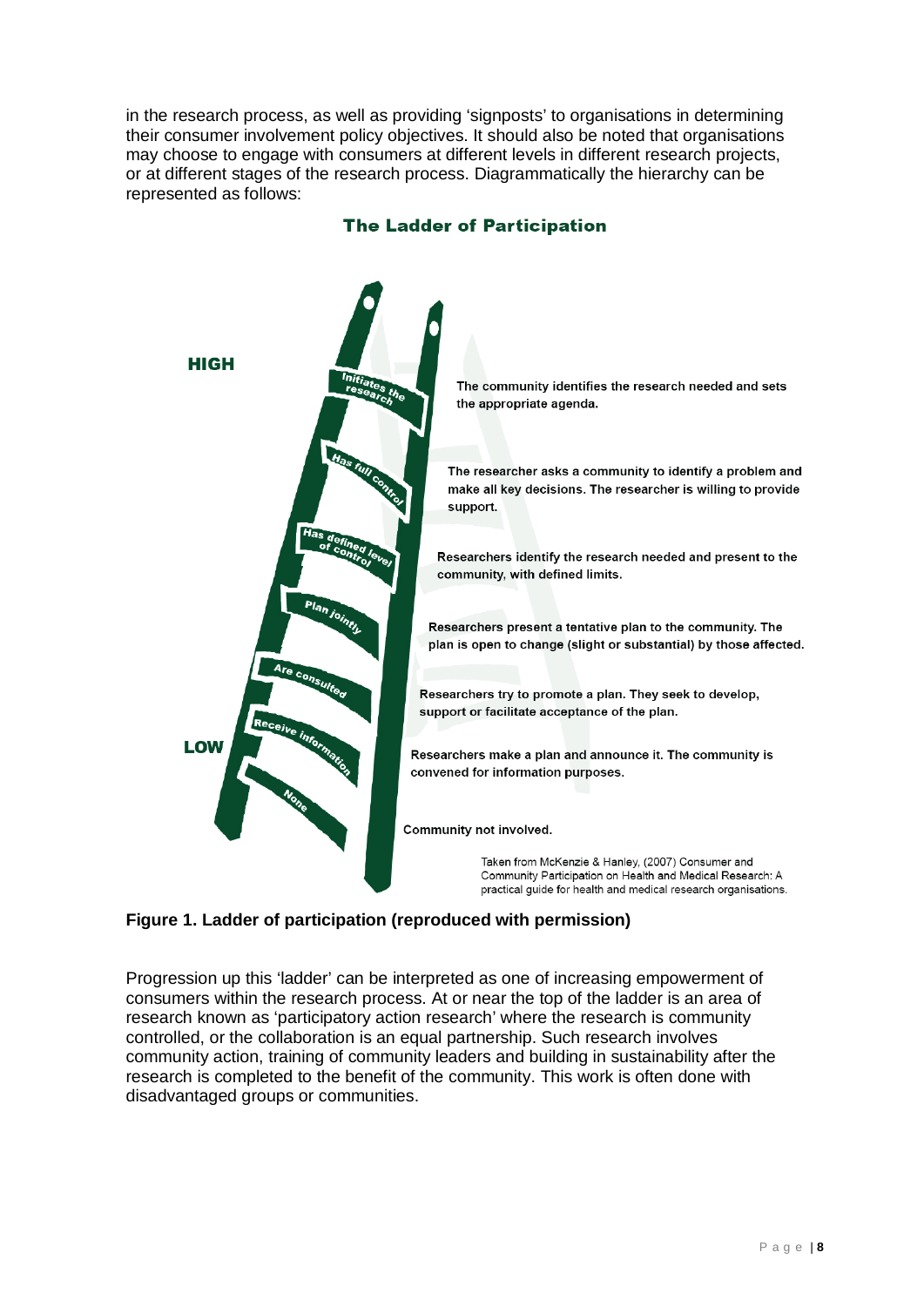in the research process, as well as providing 'signposts' to organisations in determining their consumer involvement policy objectives. It should also be noted that organisations may choose to engage with consumers at different levels in different research projects, or at different stages of the research process. Diagrammatically the hierarchy can be represented as follows:

**The Ladder of Participation**

**HIGH**

- **Initiates the research** – The community identifies the research needed and sets the appropriate agenda.
- **Has full control** – The researcher asks a community to identify a problem and make all key decisions. The researcher is willing to provide support.
- **Has defined level of control** – Researchers identify the research needed and present to the community, with defined limits.
- **Plan jointly** – Researchers present a tentative plan to the community. The plan is open to change (slight or substantial) by those affected.
- **Are consulted** – Researchers try to promote a plan. They seek to develop, support or facilitate acceptance of the plan.
- **Receive information** – Researchers make a plan and announce it. The community is convened for information purposes.
- **None** – Community not involved.

**LOW**

Taken from McKenzie & Hanley, (2007) Consumer and Community Participation on Health and Medical Research: A practical guide for health and medical research organisations.

**Figure 1. Ladder of participation (reproduced with permission)**

Progression up this 'ladder' can be interpreted as one of increasing empowerment of consumers within the research process. At or near the top of the ladder is an area of research known as 'participatory action research' where the research is community controlled, or the collaboration is an equal partnership. Such research involves community action, training of community leaders and building in sustainability after the research is completed to the benefit of the community. This work is often done with disadvantaged groups or communities.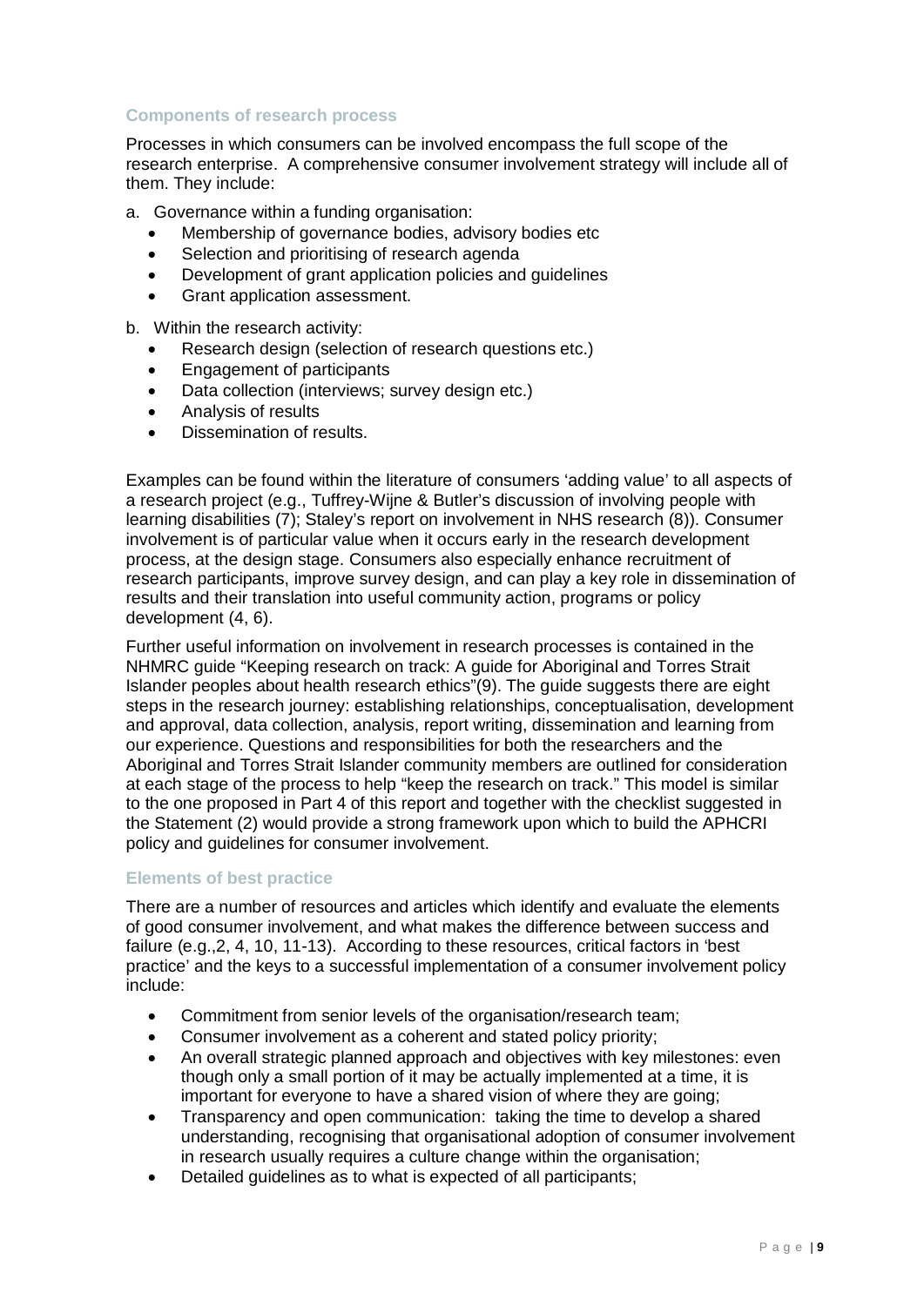### Components of research process

Processes in which consumers can be involved encompass the full scope of the research enterprise. A comprehensive consumer involvement strategy will include all of them. They include:

a. Governance within a funding organisation:
   - Membership of governance bodies, advisory bodies etc
   - Selection and prioritising of research agenda
   - Development of grant application policies and guidelines
   - Grant application assessment.

b. Within the research activity:
   - Research design (selection of research questions etc.)
   - Engagement of participants
   - Data collection (interviews; survey design etc.)
   - Analysis of results
   - Dissemination of results.

Examples can be found within the literature of consumers 'adding value' to all aspects of a research project (e.g., Tuffrey-Wijne & Butler's discussion of involving people with learning disabilities (7); Staley's report on involvement in NHS research (8)). Consumer involvement is of particular value when it occurs early in the research development process, at the design stage. Consumers also especially enhance recruitment of research participants, improve survey design, and can play a key role in dissemination of results and their translation into useful community action, programs or policy development (4, 6).

Further useful information on involvement in research processes is contained in the NHMRC guide "Keeping research on track: A guide for Aboriginal and Torres Strait Islander peoples about health research ethics"(9). The guide suggests there are eight steps in the research journey: establishing relationships, conceptualisation, development and approval, data collection, analysis, report writing, dissemination and learning from our experience. Questions and responsibilities for both the researchers and the Aboriginal and Torres Strait Islander community members are outlined for consideration at each stage of the process to help "keep the research on track." This model is similar to the one proposed in Part 4 of this report and together with the checklist suggested in the Statement (2) would provide a strong framework upon which to build the APHCRI policy and guidelines for consumer involvement.

### Elements of best practice

There are a number of resources and articles which identify and evaluate the elements of good consumer involvement, and what makes the difference between success and failure (e.g.,2, 4, 10, 11-13). According to these resources, critical factors in 'best practice' and the keys to a successful implementation of a consumer involvement policy include:

- Commitment from senior levels of the organisation/research team;
- Consumer involvement as a coherent and stated policy priority;
- An overall strategic planned approach and objectives with key milestones: even though only a small portion of it may be actually implemented at a time, it is important for everyone to have a shared vision of where they are going;
- Transparency and open communication: taking the time to develop a shared understanding, recognising that organisational adoption of consumer involvement in research usually requires a culture change within the organisation;
- Detailed guidelines as to what is expected of all participants;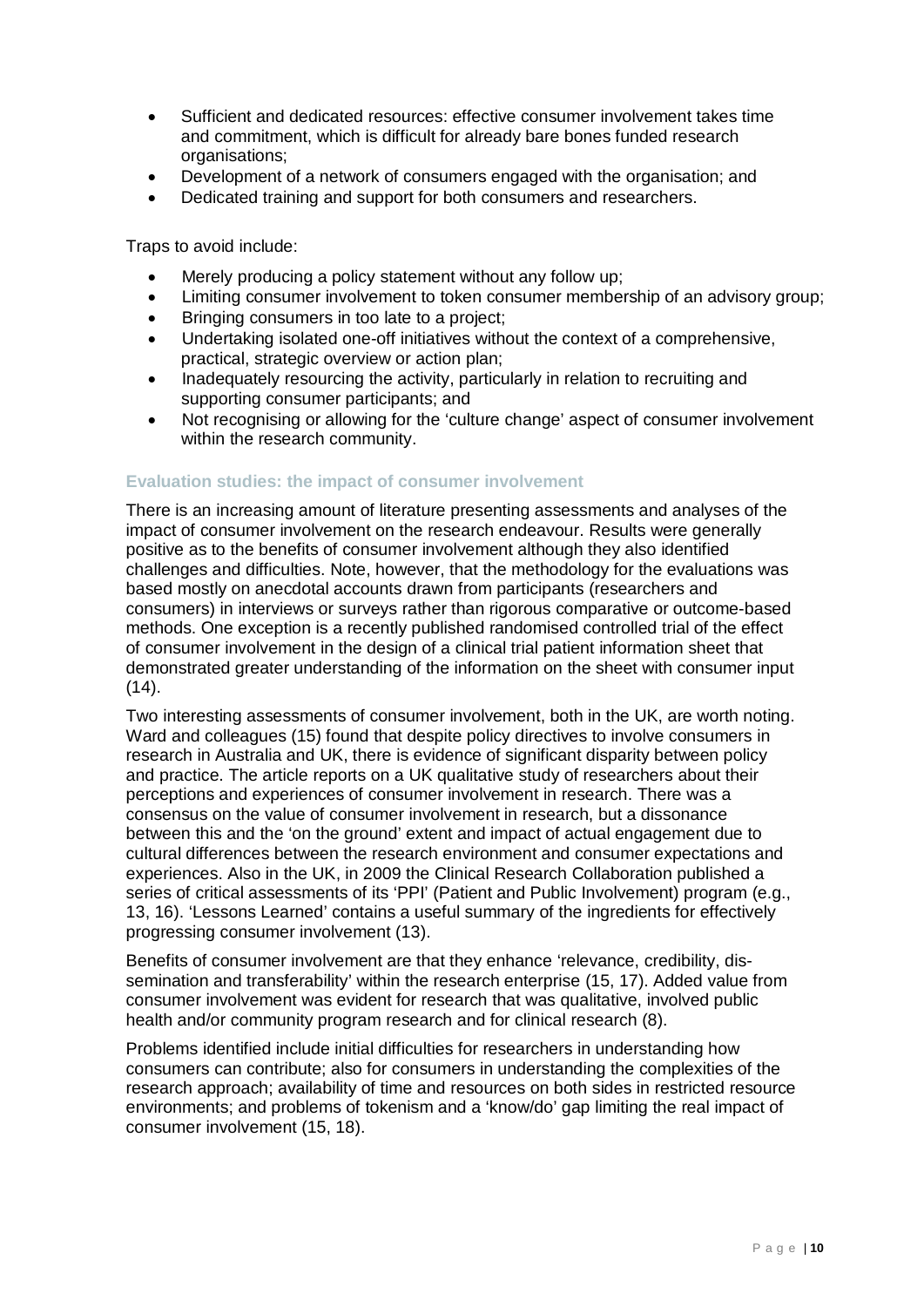- Sufficient and dedicated resources: effective consumer involvement takes time and commitment, which is difficult for already bare bones funded research organisations;
- Development of a network of consumers engaged with the organisation; and
- Dedicated training and support for both consumers and researchers.

Traps to avoid include:

- Merely producing a policy statement without any follow up;
- Limiting consumer involvement to token consumer membership of an advisory group;
- Bringing consumers in too late to a project;
- Undertaking isolated one-off initiatives without the context of a comprehensive, practical, strategic overview or action plan;
- Inadequately resourcing the activity, particularly in relation to recruiting and supporting consumer participants; and
- Not recognising or allowing for the 'culture change' aspect of consumer involvement within the research community.

### Evaluation studies: the impact of consumer involvement

There is an increasing amount of literature presenting assessments and analyses of the impact of consumer involvement on the research endeavour. Results were generally positive as to the benefits of consumer involvement although they also identified challenges and difficulties. Note, however, that the methodology for the evaluations was based mostly on anecdotal accounts drawn from participants (researchers and consumers) in interviews or surveys rather than rigorous comparative or outcome-based methods. One exception is a recently published randomised controlled trial of the effect of consumer involvement in the design of a clinical trial patient information sheet that demonstrated greater understanding of the information on the sheet with consumer input (14).

Two interesting assessments of consumer involvement, both in the UK, are worth noting. Ward and colleagues (15) found that despite policy directives to involve consumers in research in Australia and UK, there is evidence of significant disparity between policy and practice. The article reports on a UK qualitative study of researchers about their perceptions and experiences of consumer involvement in research. There was a consensus on the value of consumer involvement in research, but a dissonance between this and the 'on the ground' extent and impact of actual engagement due to cultural differences between the research environment and consumer expectations and experiences. Also in the UK, in 2009 the Clinical Research Collaboration published a series of critical assessments of its 'PPI' (Patient and Public Involvement) program (e.g., 13, 16). 'Lessons Learned' contains a useful summary of the ingredients for effectively progressing consumer involvement (13).

Benefits of consumer involvement are that they enhance 'relevance, credibility, dis-semination and transferability' within the research enterprise (15, 17). Added value from consumer involvement was evident for research that was qualitative, involved public health and/or community program research and for clinical research (8).

Problems identified include initial difficulties for researchers in understanding how consumers can contribute; also for consumers in understanding the complexities of the research approach; availability of time and resources on both sides in restricted resource environments; and problems of tokenism and a 'know/do' gap limiting the real impact of consumer involvement (15, 18).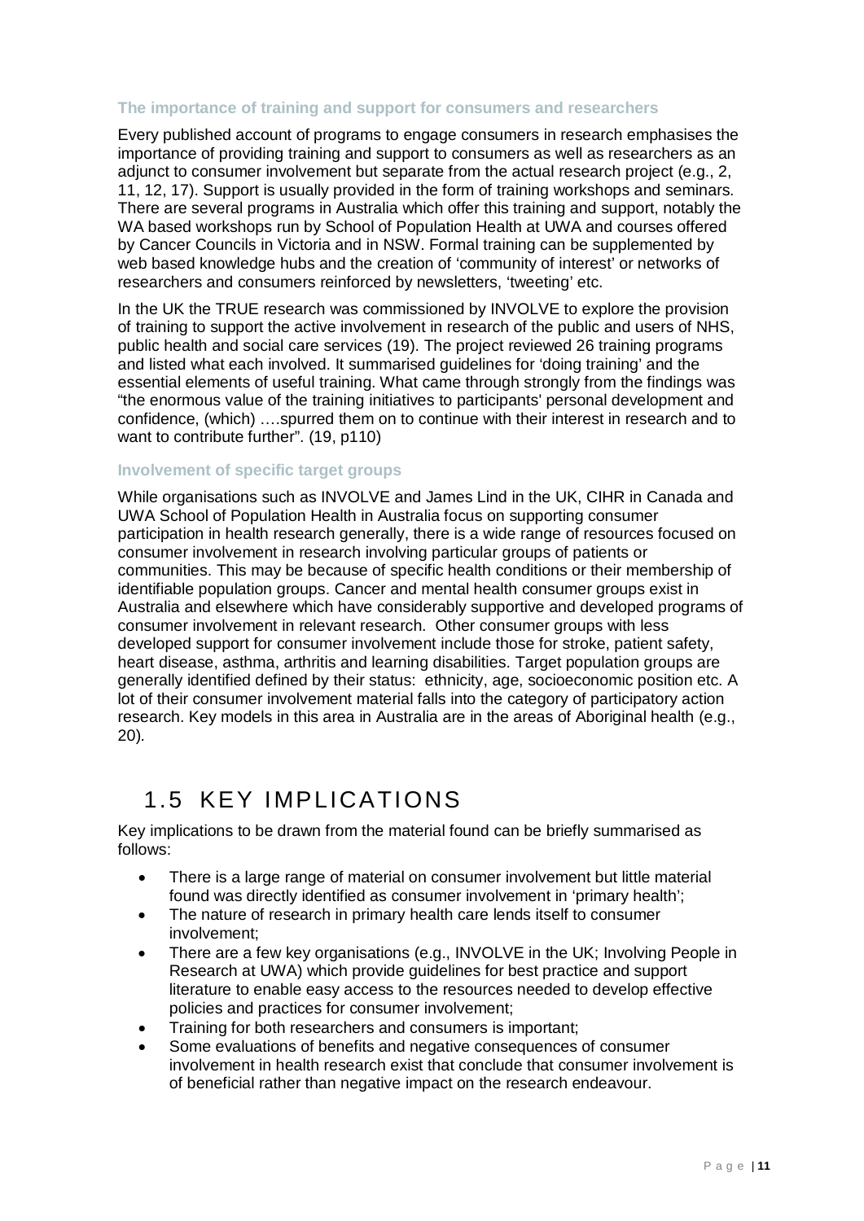### The importance of training and support for consumers and researchers

Every published account of programs to engage consumers in research emphasises the importance of providing training and support to consumers as well as researchers as an adjunct to consumer involvement but separate from the actual research project (e.g., 2, 11, 12, 17). Support is usually provided in the form of training workshops and seminars. There are several programs in Australia which offer this training and support, notably the WA based workshops run by School of Population Health at UWA and courses offered by Cancer Councils in Victoria and in NSW. Formal training can be supplemented by web based knowledge hubs and the creation of 'community of interest' or networks of researchers and consumers reinforced by newsletters, 'tweeting' etc.

In the UK the TRUE research was commissioned by INVOLVE to explore the provision of training to support the active involvement in research of the public and users of NHS, public health and social care services (19). The project reviewed 26 training programs and listed what each involved. It summarised guidelines for 'doing training' and the essential elements of useful training. What came through strongly from the findings was "the enormous value of the training initiatives to participants' personal development and confidence, (which) ….spurred them on to continue with their interest in research and to want to contribute further". (19, p110)

### Involvement of specific target groups

While organisations such as INVOLVE and James Lind in the UK, CIHR in Canada and UWA School of Population Health in Australia focus on supporting consumer participation in health research generally, there is a wide range of resources focused on consumer involvement in research involving particular groups of patients or communities. This may be because of specific health conditions or their membership of identifiable population groups. Cancer and mental health consumer groups exist in Australia and elsewhere which have considerably supportive and developed programs of consumer involvement in relevant research. Other consumer groups with less developed support for consumer involvement include those for stroke, patient safety, heart disease, asthma, arthritis and learning disabilities. Target population groups are generally identified defined by their status: ethnicity, age, socioeconomic position etc. A lot of their consumer involvement material falls into the category of participatory action research. Key models in this area in Australia are in the areas of Aboriginal health (e.g., 20).

## 1.5 KEY IMPLICATIONS

Key implications to be drawn from the material found can be briefly summarised as follows:

- There is a large range of material on consumer involvement but little material found was directly identified as consumer involvement in 'primary health';
- The nature of research in primary health care lends itself to consumer involvement;
- There are a few key organisations (e.g., INVOLVE in the UK; Involving People in Research at UWA) which provide guidelines for best practice and support literature to enable easy access to the resources needed to develop effective policies and practices for consumer involvement;
- Training for both researchers and consumers is important;
- Some evaluations of benefits and negative consequences of consumer involvement in health research exist that conclude that consumer involvement is of beneficial rather than negative impact on the research endeavour.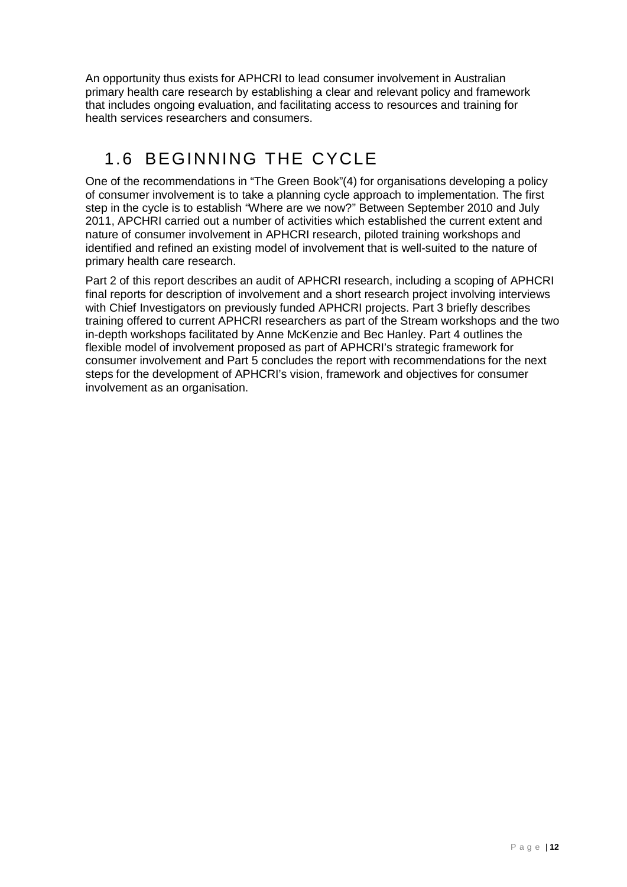An opportunity thus exists for APHCRI to lead consumer involvement in Australian primary health care research by establishing a clear and relevant policy and framework that includes ongoing evaluation, and facilitating access to resources and training for health services researchers and consumers.

## 1.6 BEGINNING THE CYCLE

One of the recommendations in "The Green Book"(4) for organisations developing a policy of consumer involvement is to take a planning cycle approach to implementation. The first step in the cycle is to establish "Where are we now?" Between September 2010 and July 2011, APCHRI carried out a number of activities which established the current extent and nature of consumer involvement in APHCRI research, piloted training workshops and identified and refined an existing model of involvement that is well-suited to the nature of primary health care research.

Part 2 of this report describes an audit of APHCRI research, including a scoping of APHCRI final reports for description of involvement and a short research project involving interviews with Chief Investigators on previously funded APHCRI projects. Part 3 briefly describes training offered to current APHCRI researchers as part of the Stream workshops and the two in-depth workshops facilitated by Anne McKenzie and Bec Hanley. Part 4 outlines the flexible model of involvement proposed as part of APHCRI's strategic framework for consumer involvement and Part 5 concludes the report with recommendations for the next steps for the development of APHCRI's vision, framework and objectives for consumer involvement as an organisation.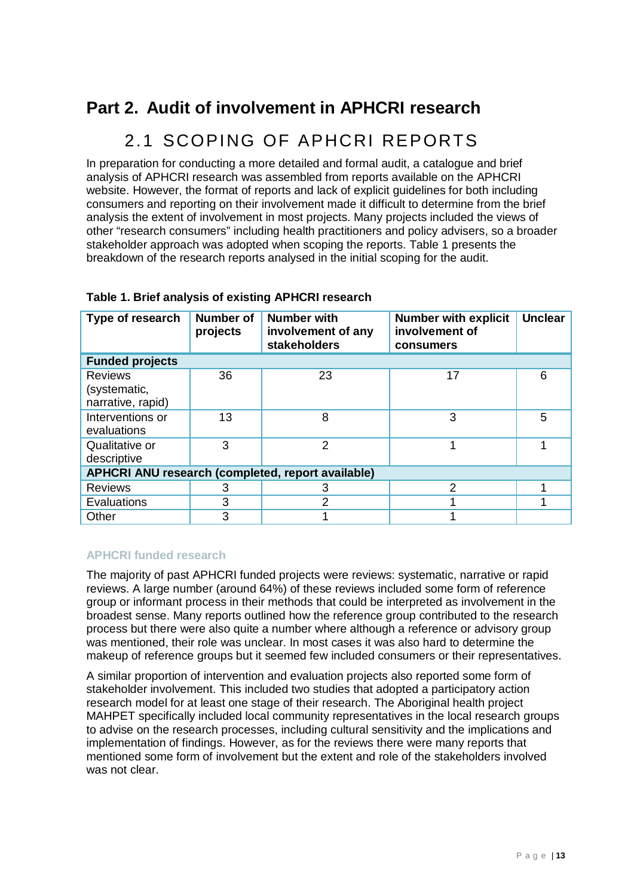# Part 2. Audit of involvement in APHCRI research

## 2.1 SCOPING OF APHCRI REPORTS

In preparation for conducting a more detailed and formal audit, a catalogue and brief analysis of APHCRI research was assembled from reports available on the APHCRI website. However, the format of reports and lack of explicit guidelines for both including consumers and reporting on their involvement made it difficult to determine from the brief analysis the extent of involvement in most projects. Many projects included the views of other "research consumers" including health practitioners and policy advisers, so a broader stakeholder approach was adopted when scoping the reports. Table 1 presents the breakdown of the research reports analysed in the initial scoping for the audit.

**Table 1. Brief analysis of existing APHCRI research**

| Type of research | Number of projects | Number with involvement of any stakeholders | Number with explicit involvement of consumers | Unclear |
|---|---|---|---|---|
| **Funded projects** | | | | |
| Reviews (systematic, narrative, rapid) | 36 | 23 | 17 | 6 |
| Interventions or evaluations | 13 | 8 | 3 | 5 |
| Qualitative or descriptive | 3 | 2 | 1 | 1 |
| **APHCRI ANU research (completed, report available)** | | | | |
| Reviews | 3 | 3 | 2 | 1 |
| Evaluations | 3 | 2 | 1 | 1 |
| Other | 3 | 1 | 1 | |

### APHCRI funded research

The majority of past APHCRI funded projects were reviews: systematic, narrative or rapid reviews. A large number (around 64%) of these reviews included some form of reference group or informant process in their methods that could be interpreted as involvement in the broadest sense. Many reports outlined how the reference group contributed to the research process but there were also quite a number where although a reference or advisory group was mentioned, their role was unclear. In most cases it was also hard to determine the makeup of reference groups but it seemed few included consumers or their representatives.

A similar proportion of intervention and evaluation projects also reported some form of stakeholder involvement. This included two studies that adopted a participatory action research model for at least one stage of their research. The Aboriginal health project MAHPET specifically included local community representatives in the local research groups to advise on the research processes, including cultural sensitivity and the implications and implementation of findings. However, as for the reviews there were many reports that mentioned some form of involvement but the extent and role of the stakeholders involved was not clear.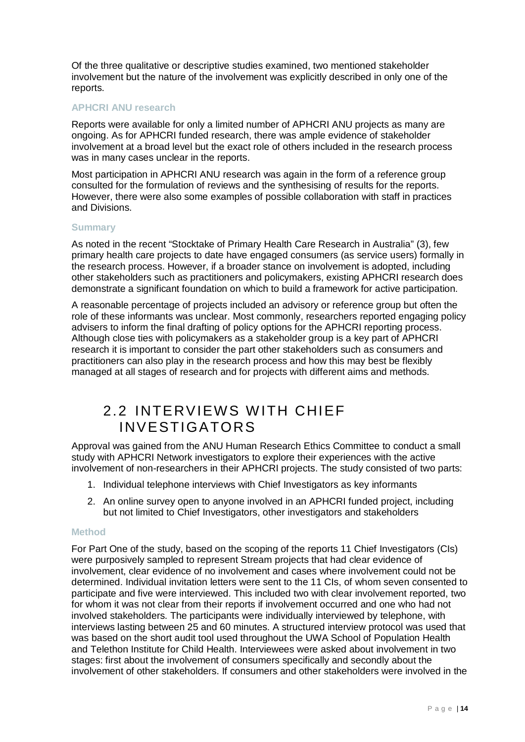Of the three qualitative or descriptive studies examined, two mentioned stakeholder involvement but the nature of the involvement was explicitly described in only one of the reports.

### APHCRI ANU research

Reports were available for only a limited number of APHCRI ANU projects as many are ongoing. As for APHCRI funded research, there was ample evidence of stakeholder involvement at a broad level but the exact role of others included in the research process was in many cases unclear in the reports.

Most participation in APHCRI ANU research was again in the form of a reference group consulted for the formulation of reviews and the synthesising of results for the reports. However, there were also some examples of possible collaboration with staff in practices and Divisions.

### Summary

As noted in the recent "Stocktake of Primary Health Care Research in Australia" (3), few primary health care projects to date have engaged consumers (as service users) formally in the research process. However, if a broader stance on involvement is adopted, including other stakeholders such as practitioners and policymakers, existing APHCRI research does demonstrate a significant foundation on which to build a framework for active participation.

A reasonable percentage of projects included an advisory or reference group but often the role of these informants was unclear. Most commonly, researchers reported engaging policy advisers to inform the final drafting of policy options for the APHCRI reporting process. Although close ties with policymakers as a stakeholder group is a key part of APHCRI research it is important to consider the part other stakeholders such as consumers and practitioners can also play in the research process and how this may best be flexibly managed at all stages of research and for projects with different aims and methods.

## 2.2 INTERVIEWS WITH CHIEF INVESTIGATORS

Approval was gained from the ANU Human Research Ethics Committee to conduct a small study with APHCRI Network investigators to explore their experiences with the active involvement of non-researchers in their APHCRI projects. The study consisted of two parts:

1. Individual telephone interviews with Chief Investigators as key informants
2. An online survey open to anyone involved in an APHCRI funded project, including but not limited to Chief Investigators, other investigators and stakeholders

### Method

For Part One of the study, based on the scoping of the reports 11 Chief Investigators (CIs) were purposively sampled to represent Stream projects that had clear evidence of involvement, clear evidence of no involvement and cases where involvement could not be determined. Individual invitation letters were sent to the 11 CIs, of whom seven consented to participate and five were interviewed. This included two with clear involvement reported, two for whom it was not clear from their reports if involvement occurred and one who had not involved stakeholders. The participants were individually interviewed by telephone, with interviews lasting between 25 and 60 minutes. A structured interview protocol was used that was based on the short audit tool used throughout the UWA School of Population Health and Telethon Institute for Child Health. Interviewees were asked about involvement in two stages: first about the involvement of consumers specifically and secondly about the involvement of other stakeholders. If consumers and other stakeholders were involved in the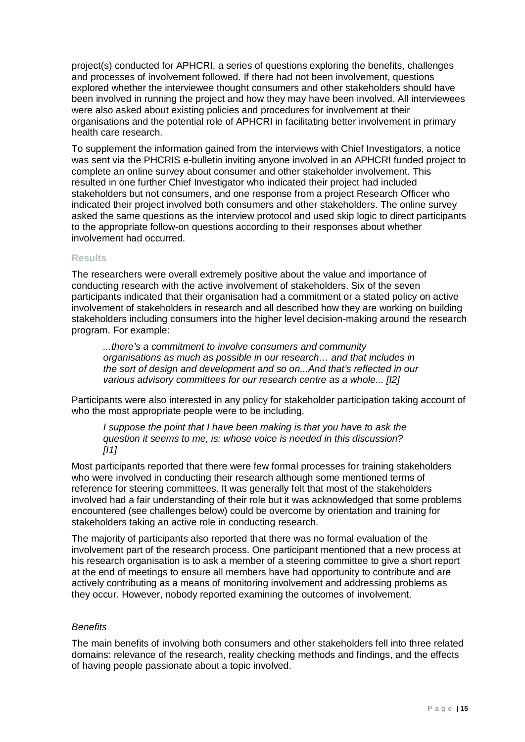project(s) conducted for APHCRI, a series of questions exploring the benefits, challenges and processes of involvement followed. If there had not been involvement, questions explored whether the interviewee thought consumers and other stakeholders should have been involved in running the project and how they may have been involved. All interviewees were also asked about existing policies and procedures for involvement at their organisations and the potential role of APHCRI in facilitating better involvement in primary health care research.

To supplement the information gained from the interviews with Chief Investigators, a notice was sent via the PHCRIS e-bulletin inviting anyone involved in an APHCRI funded project to complete an online survey about consumer and other stakeholder involvement. This resulted in one further Chief Investigator who indicated their project had included stakeholders but not consumers, and one response from a project Research Officer who indicated their project involved both consumers and other stakeholders. The online survey asked the same questions as the interview protocol and used skip logic to direct participants to the appropriate follow-on questions according to their responses about whether involvement had occurred.

### Results

The researchers were overall extremely positive about the value and importance of conducting research with the active involvement of stakeholders. Six of the seven participants indicated that their organisation had a commitment or a stated policy on active involvement of stakeholders in research and all described how they are working on building stakeholders including consumers into the higher level decision-making around the research program. For example:

> *...there's a commitment to involve consumers and community organisations as much as possible in our research… and that includes in the sort of design and development and so on...And that's reflected in our various advisory committees for our research centre as a whole... [I2]*

Participants were also interested in any policy for stakeholder participation taking account of who the most appropriate people were to be including.

> *I suppose the point that I have been making is that you have to ask the question it seems to me, is: whose voice is needed in this discussion? [I1]*

Most participants reported that there were few formal processes for training stakeholders who were involved in conducting their research although some mentioned terms of reference for steering committees. It was generally felt that most of the stakeholders involved had a fair understanding of their role but it was acknowledged that some problems encountered (see challenges below) could be overcome by orientation and training for stakeholders taking an active role in conducting research.

The majority of participants also reported that there was no formal evaluation of the involvement part of the research process. One participant mentioned that a new process at his research organisation is to ask a member of a steering committee to give a short report at the end of meetings to ensure all members have had opportunity to contribute and are actively contributing as a means of monitoring involvement and addressing problems as they occur. However, nobody reported examining the outcomes of involvement.

#### *Benefits*

The main benefits of involving both consumers and other stakeholders fell into three related domains: relevance of the research, reality checking methods and findings, and the effects of having people passionate about a topic involved.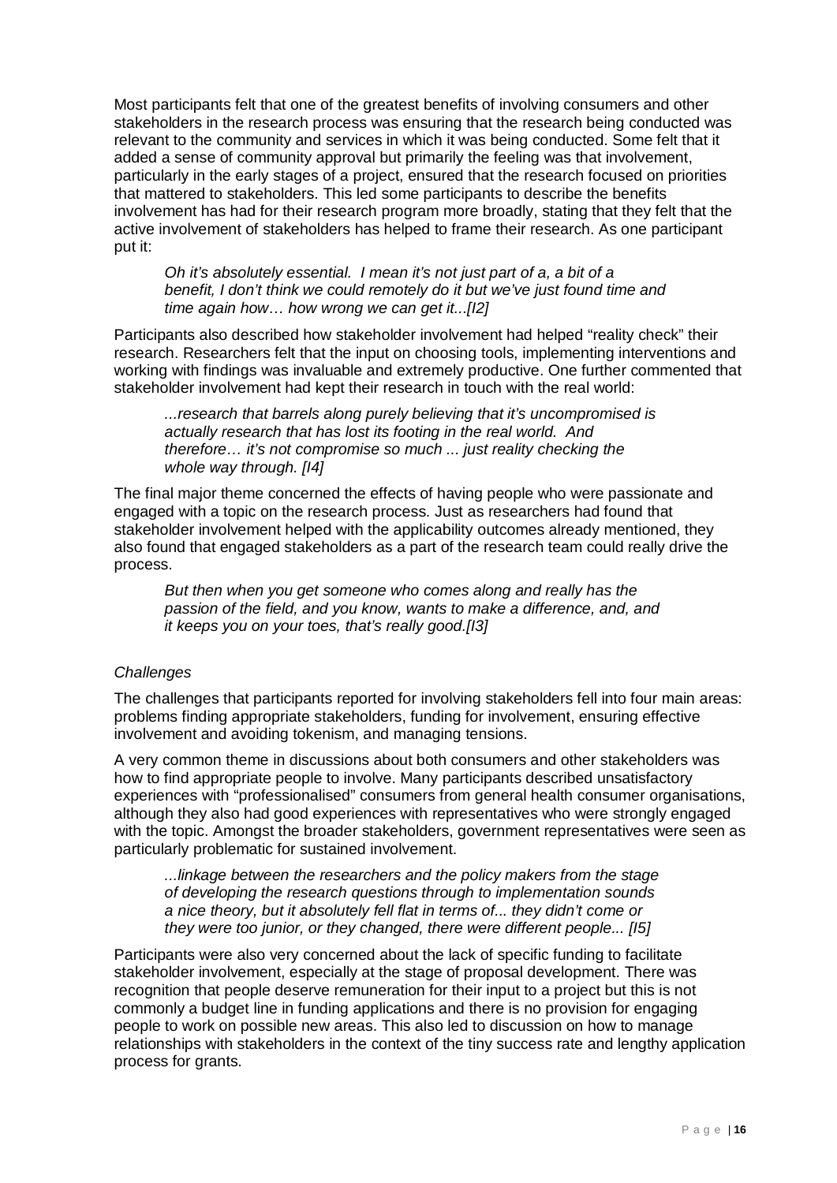Most participants felt that one of the greatest benefits of involving consumers and other stakeholders in the research process was ensuring that the research being conducted was relevant to the community and services in which it was being conducted. Some felt that it added a sense of community approval but primarily the feeling was that involvement, particularly in the early stages of a project, ensured that the research focused on priorities that mattered to stakeholders. This led some participants to describe the benefits involvement has had for their research program more broadly, stating that they felt that the active involvement of stakeholders has helped to frame their research. As one participant put it:

> *Oh it's absolutely essential. I mean it's not just part of a, a bit of a benefit, I don't think we could remotely do it but we've just found time and time again how… how wrong we can get it...[I2]*

Participants also described how stakeholder involvement had helped "reality check" their research. Researchers felt that the input on choosing tools, implementing interventions and working with findings was invaluable and extremely productive. One further commented that stakeholder involvement had kept their research in touch with the real world:

> *...research that barrels along purely believing that it's uncompromised is actually research that has lost its footing in the real world. And therefore… it's not compromise so much ... just reality checking the whole way through. [I4]*

The final major theme concerned the effects of having people who were passionate and engaged with a topic on the research process. Just as researchers had found that stakeholder involvement helped with the applicability outcomes already mentioned, they also found that engaged stakeholders as a part of the research team could really drive the process.

> *But then when you get someone who comes along and really has the passion of the field, and you know, wants to make a difference, and, and it keeps you on your toes, that's really good.[I3]*

*Challenges*

The challenges that participants reported for involving stakeholders fell into four main areas: problems finding appropriate stakeholders, funding for involvement, ensuring effective involvement and avoiding tokenism, and managing tensions.

A very common theme in discussions about both consumers and other stakeholders was how to find appropriate people to involve. Many participants described unsatisfactory experiences with "professionalised" consumers from general health consumer organisations, although they also had good experiences with representatives who were strongly engaged with the topic. Amongst the broader stakeholders, government representatives were seen as particularly problematic for sustained involvement.

> *...linkage between the researchers and the policy makers from the stage of developing the research questions through to implementation sounds a nice theory, but it absolutely fell flat in terms of... they didn't come or they were too junior, or they changed, there were different people... [I5]*

Participants were also very concerned about the lack of specific funding to facilitate stakeholder involvement, especially at the stage of proposal development. There was recognition that people deserve remuneration for their input to a project but this is not commonly a budget line in funding applications and there is no provision for engaging people to work on possible new areas. This also led to discussion on how to manage relationships with stakeholders in the context of the tiny success rate and lengthy application process for grants.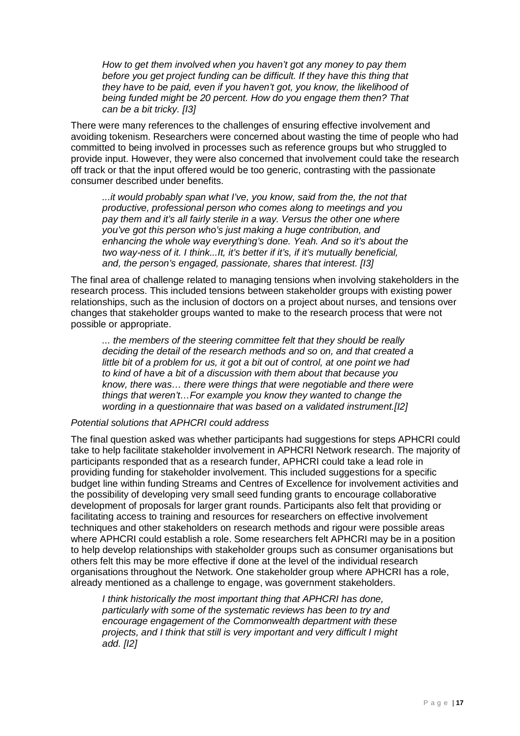> *How to get them involved when you haven't got any money to pay them before you get project funding can be difficult. If they have this thing that they have to be paid, even if you haven't got, you know, the likelihood of being funded might be 20 percent. How do you engage them then? That can be a bit tricky. [I3]*

There were many references to the challenges of ensuring effective involvement and avoiding tokenism. Researchers were concerned about wasting the time of people who had committed to being involved in processes such as reference groups but who struggled to provide input. However, they were also concerned that involvement could take the research off track or that the input offered would be too generic, contrasting with the passionate consumer described under benefits.

> *...it would probably span what I've, you know, said from the, the not that productive, professional person who comes along to meetings and you pay them and it's all fairly sterile in a way. Versus the other one where you've got this person who's just making a huge contribution, and enhancing the whole way everything's done. Yeah. And so it's about the two way-ness of it. I think...It, it's better if it's, if it's mutually beneficial, and, the person's engaged, passionate, shares that interest. [I3]*

The final area of challenge related to managing tensions when involving stakeholders in the research process. This included tensions between stakeholder groups with existing power relationships, such as the inclusion of doctors on a project about nurses, and tensions over changes that stakeholder groups wanted to make to the research process that were not possible or appropriate.

> *... the members of the steering committee felt that they should be really deciding the detail of the research methods and so on, and that created a little bit of a problem for us, it got a bit out of control, at one point we had to kind of have a bit of a discussion with them about that because you know, there was… there were things that were negotiable and there were things that weren't…For example you know they wanted to change the wording in a questionnaire that was based on a validated instrument.[I2]*

*Potential solutions that APHCRI could address*

The final question asked was whether participants had suggestions for steps APHCRI could take to help facilitate stakeholder involvement in APHCRI Network research. The majority of participants responded that as a research funder, APHCRI could take a lead role in providing funding for stakeholder involvement. This included suggestions for a specific budget line within funding Streams and Centres of Excellence for involvement activities and the possibility of developing very small seed funding grants to encourage collaborative development of proposals for larger grant rounds. Participants also felt that providing or facilitating access to training and resources for researchers on effective involvement techniques and other stakeholders on research methods and rigour were possible areas where APHCRI could establish a role. Some researchers felt APHCRI may be in a position to help develop relationships with stakeholder groups such as consumer organisations but others felt this may be more effective if done at the level of the individual research organisations throughout the Network. One stakeholder group where APHCRI has a role, already mentioned as a challenge to engage, was government stakeholders.

> *I think historically the most important thing that APHCRI has done, particularly with some of the systematic reviews has been to try and encourage engagement of the Commonwealth department with these projects, and I think that still is very important and very difficult I might add. [I2]*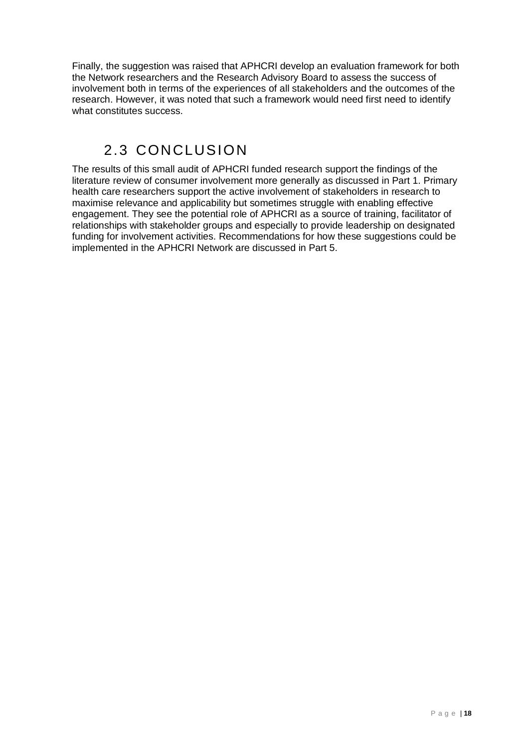Finally, the suggestion was raised that APHCRI develop an evaluation framework for both the Network researchers and the Research Advisory Board to assess the success of involvement both in terms of the experiences of all stakeholders and the outcomes of the research. However, it was noted that such a framework would need first need to identify what constitutes success.

## 2.3 CONCLUSION

The results of this small audit of APHCRI funded research support the findings of the literature review of consumer involvement more generally as discussed in Part 1. Primary health care researchers support the active involvement of stakeholders in research to maximise relevance and applicability but sometimes struggle with enabling effective engagement. They see the potential role of APHCRI as a source of training, facilitator of relationships with stakeholder groups and especially to provide leadership on designated funding for involvement activities. Recommendations for how these suggestions could be implemented in the APHCRI Network are discussed in Part 5.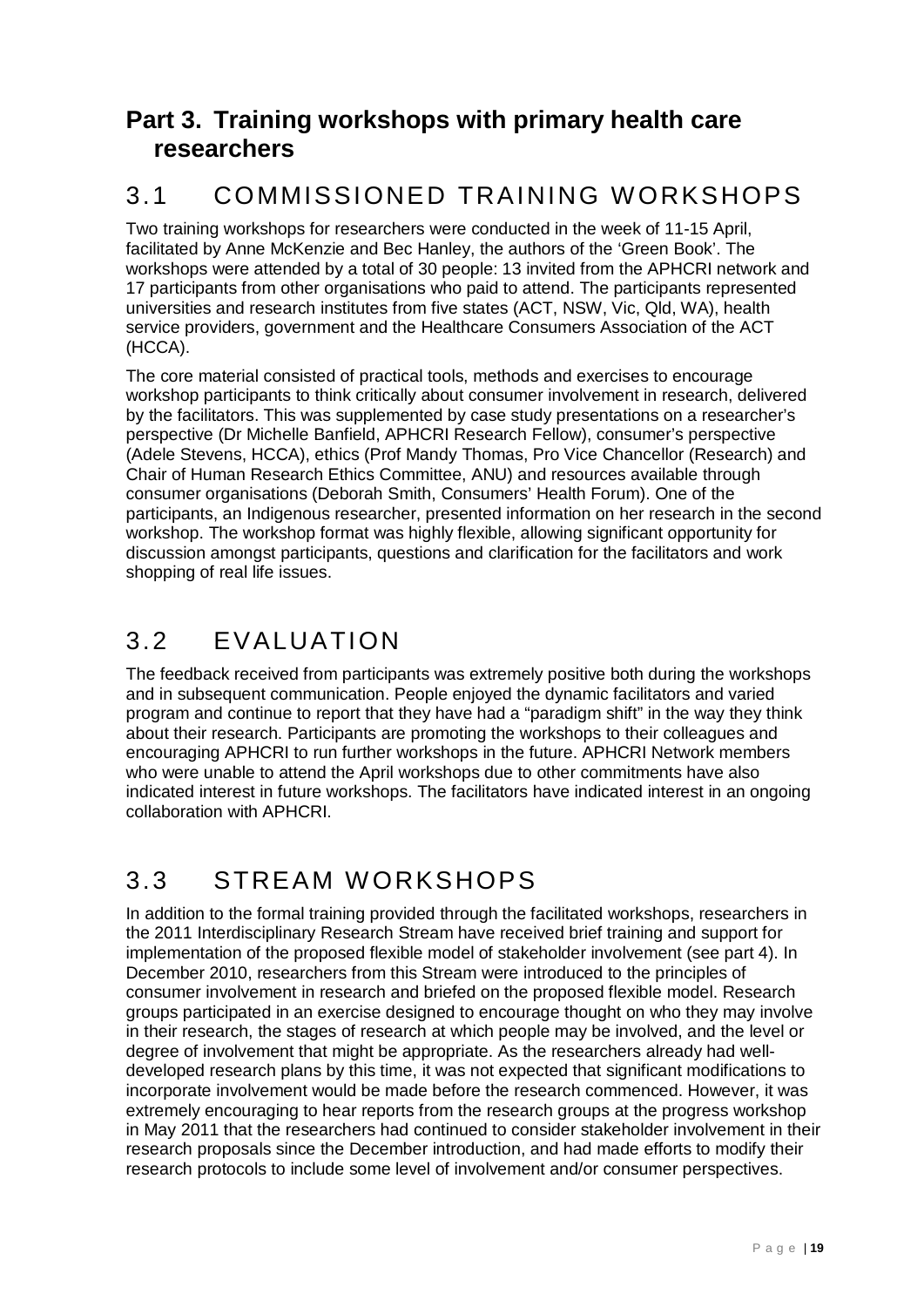# Part 3. Training workshops with primary health care researchers

## 3.1 COMMISSIONED TRAINING WORKSHOPS

Two training workshops for researchers were conducted in the week of 11-15 April, facilitated by Anne McKenzie and Bec Hanley, the authors of the 'Green Book'. The workshops were attended by a total of 30 people: 13 invited from the APHCRI network and 17 participants from other organisations who paid to attend. The participants represented universities and research institutes from five states (ACT, NSW, Vic, Qld, WA), health service providers, government and the Healthcare Consumers Association of the ACT (HCCA).

The core material consisted of practical tools, methods and exercises to encourage workshop participants to think critically about consumer involvement in research, delivered by the facilitators. This was supplemented by case study presentations on a researcher's perspective (Dr Michelle Banfield, APHCRI Research Fellow), consumer's perspective (Adele Stevens, HCCA), ethics (Prof Mandy Thomas, Pro Vice Chancellor (Research) and Chair of Human Research Ethics Committee, ANU) and resources available through consumer organisations (Deborah Smith, Consumers' Health Forum). One of the participants, an Indigenous researcher, presented information on her research in the second workshop. The workshop format was highly flexible, allowing significant opportunity for discussion amongst participants, questions and clarification for the facilitators and work shopping of real life issues.

## 3.2 EVALUATION

The feedback received from participants was extremely positive both during the workshops and in subsequent communication. People enjoyed the dynamic facilitators and varied program and continue to report that they have had a "paradigm shift" in the way they think about their research. Participants are promoting the workshops to their colleagues and encouraging APHCRI to run further workshops in the future. APHCRI Network members who were unable to attend the April workshops due to other commitments have also indicated interest in future workshops. The facilitators have indicated interest in an ongoing collaboration with APHCRI.

## 3.3 STREAM WORKSHOPS

In addition to the formal training provided through the facilitated workshops, researchers in the 2011 Interdisciplinary Research Stream have received brief training and support for implementation of the proposed flexible model of stakeholder involvement (see part 4). In December 2010, researchers from this Stream were introduced to the principles of consumer involvement in research and briefed on the proposed flexible model. Research groups participated in an exercise designed to encourage thought on who they may involve in their research, the stages of research at which people may be involved, and the level or degree of involvement that might be appropriate. As the researchers already had well-developed research plans by this time, it was not expected that significant modifications to incorporate involvement would be made before the research commenced. However, it was extremely encouraging to hear reports from the research groups at the progress workshop in May 2011 that the researchers had continued to consider stakeholder involvement in their research proposals since the December introduction, and had made efforts to modify their research protocols to include some level of involvement and/or consumer perspectives.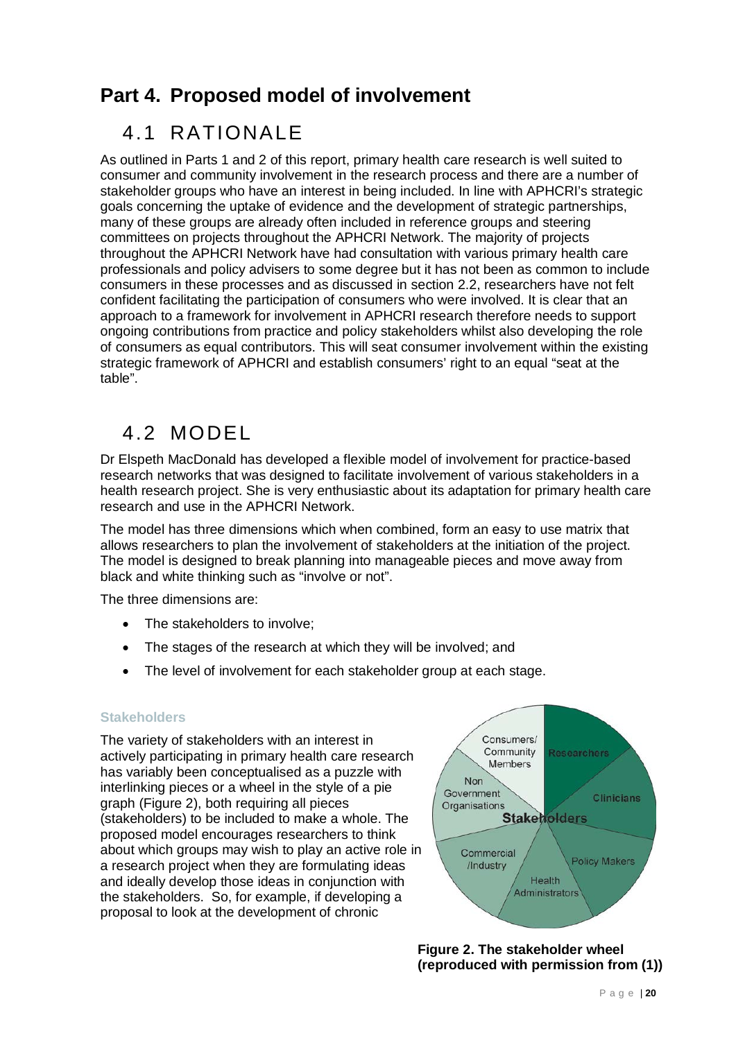# Part 4. Proposed model of involvement

## 4.1 RATIONALE

As outlined in Parts 1 and 2 of this report, primary health care research is well suited to consumer and community involvement in the research process and there are a number of stakeholder groups who have an interest in being included. In line with APHCRI's strategic goals concerning the uptake of evidence and the development of strategic partnerships, many of these groups are already often included in reference groups and steering committees on projects throughout the APHCRI Network. The majority of projects throughout the APHCRI Network have had consultation with various primary health care professionals and policy advisers to some degree but it has not been as common to include consumers in these processes and as discussed in section 2.2, researchers have not felt confident facilitating the participation of consumers who were involved. It is clear that an approach to a framework for involvement in APHCRI research therefore needs to support ongoing contributions from practice and policy stakeholders whilst also developing the role of consumers as equal contributors. This will seat consumer involvement within the existing strategic framework of APHCRI and establish consumers' right to an equal "seat at the table".

## 4.2 MODEL

Dr Elspeth MacDonald has developed a flexible model of involvement for practice-based research networks that was designed to facilitate involvement of various stakeholders in a health research project. She is very enthusiastic about its adaptation for primary health care research and use in the APHCRI Network.

The model has three dimensions which when combined, form an easy to use matrix that allows researchers to plan the involvement of stakeholders at the initiation of the project. The model is designed to break planning into manageable pieces and move away from black and white thinking such as "involve or not".

The three dimensions are:

- The stakeholders to involve;
- The stages of the research at which they will be involved; and
- The level of involvement for each stakeholder group at each stage.

### Stakeholders

The variety of stakeholders with an interest in actively participating in primary health care research has variably been conceptualised as a puzzle with interlinking pieces or a wheel in the style of a pie graph (Figure 2), both requiring all pieces (stakeholders) to be included to make a whole. The proposed model encourages researchers to think about which groups may wish to play an active role in a research project when they are formulating ideas and ideally develop those ideas in conjunction with the stakeholders. So, for example, if developing a proposal to look at the development of chronic

**Figure 2. The stakeholder wheel (reproduced with permission from (1))**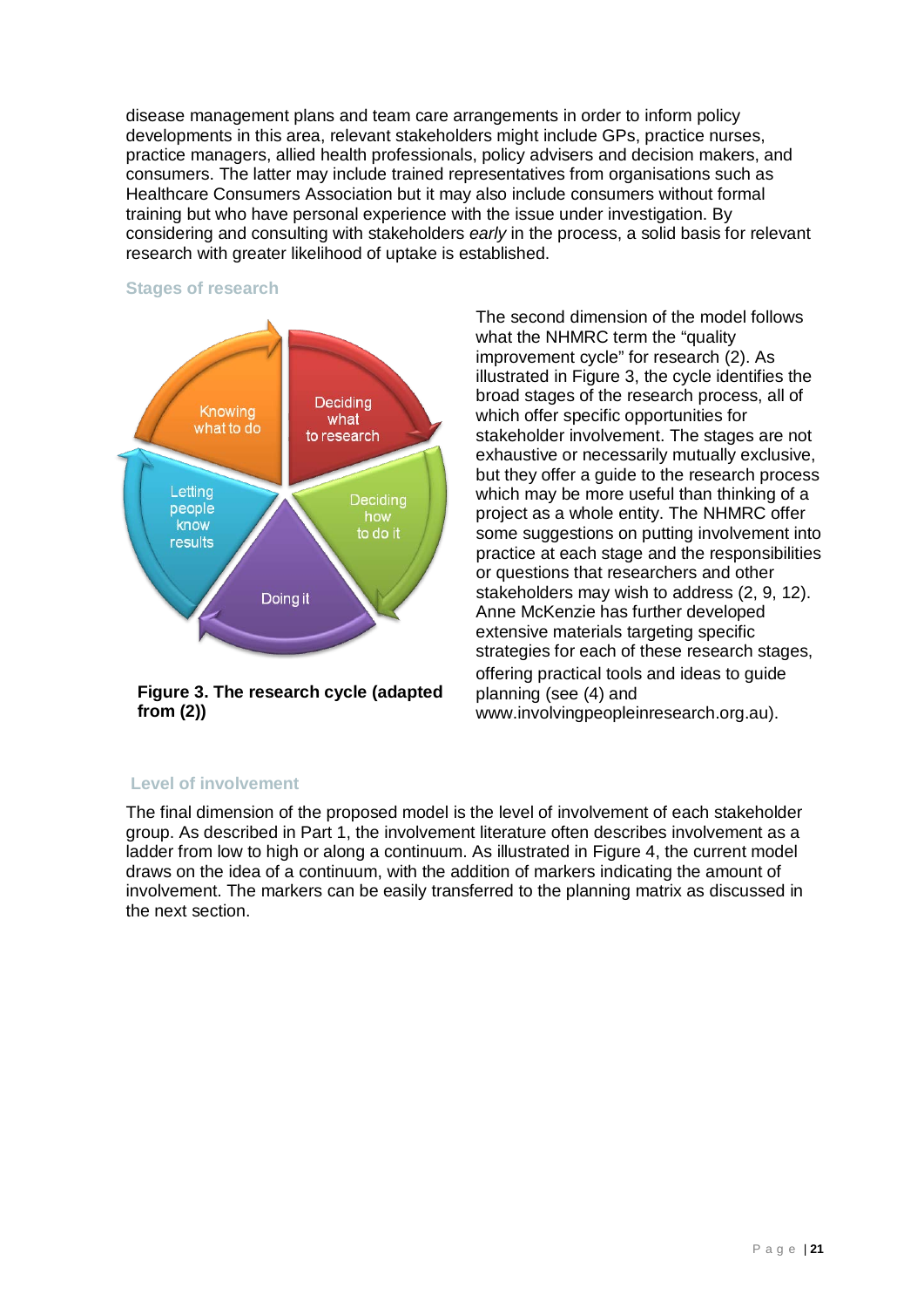disease management plans and team care arrangements in order to inform policy developments in this area, relevant stakeholders might include GPs, practice nurses, practice managers, allied health professionals, policy advisers and decision makers, and consumers. The latter may include trained representatives from organisations such as Healthcare Consumers Association but it may also include consumers without formal training but who have personal experience with the issue under investigation. By considering and consulting with stakeholders *early* in the process, a solid basis for relevant research with greater likelihood of uptake is established.

### Stages of research

Knowing what to do

Deciding what to research

Deciding how to do it

Doing it

Letting people know results

**Figure 3. The research cycle (adapted from (2))**

The second dimension of the model follows what the NHMRC term the "quality improvement cycle" for research (2). As illustrated in Figure 3, the cycle identifies the broad stages of the research process, all of which offer specific opportunities for stakeholder involvement. The stages are not exhaustive or necessarily mutually exclusive, but they offer a guide to the research process which may be more useful than thinking of a project as a whole entity. The NHMRC offer some suggestions on putting involvement into practice at each stage and the responsibilities or questions that researchers and other stakeholders may wish to address (2, 9, 12). Anne McKenzie has further developed extensive materials targeting specific strategies for each of these research stages, offering practical tools and ideas to guide planning (see (4) and www.involvingpeopleinresearch.org.au).

### Level of involvement

The final dimension of the proposed model is the level of involvement of each stakeholder group. As described in Part 1, the involvement literature often describes involvement as a ladder from low to high or along a continuum. As illustrated in Figure 4, the current model draws on the idea of a continuum, with the addition of markers indicating the amount of involvement. The markers can be easily transferred to the planning matrix as discussed in the next section.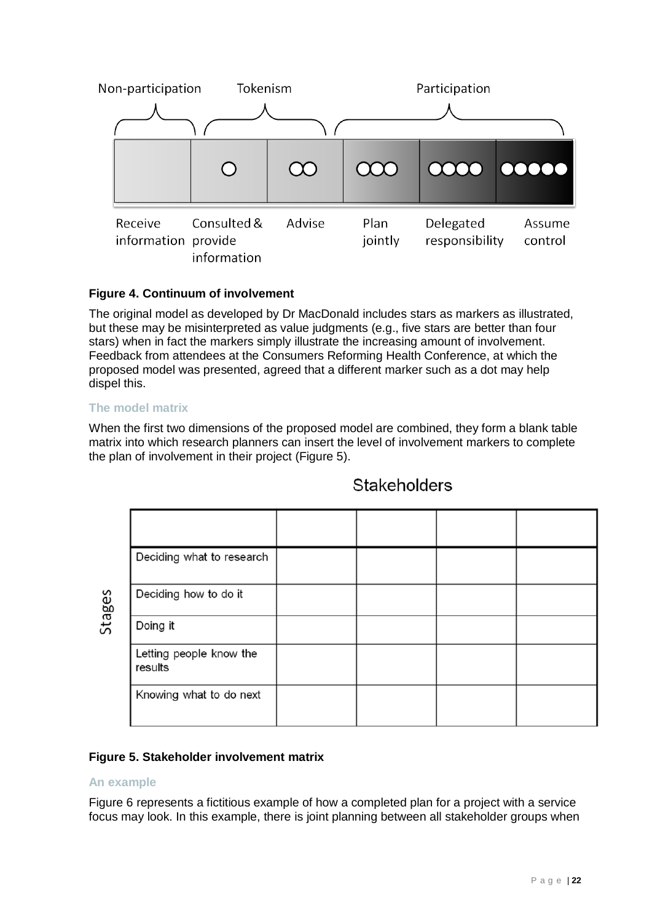| Non-participation | Tokenism | | Participation | | |
|---|---|---|---|---|---|
| | ○ | ○○ | ○○○ | ○○○○ | ●●●●● |
| Receive information | Consulted & provide information | Advise | Plan jointly | Delegated responsibility | Assume control |

**Figure 4. Continuum of involvement**

The original model as developed by Dr MacDonald includes stars as markers as illustrated, but these may be misinterpreted as value judgments (e.g., five stars are better than four stars) when in fact the markers simply illustrate the increasing amount of involvement. Feedback from attendees at the Consumers Reforming Health Conference, at which the proposed model was presented, agreed that a different marker such as a dot may help dispel this.

### The model matrix

When the first two dimensions of the proposed model are combined, they form a blank table matrix into which research planners can insert the level of involvement markers to complete the plan of involvement in their project (Figure 5).

Stakeholders

| Stages | | | | |
|---|---|---|---|---|
| Deciding what to research | | | | |
| Deciding how to do it | | | | |
| Doing it | | | | |
| Letting people know the results | | | | |
| Knowing what to do next | | | | |

**Figure 5. Stakeholder involvement matrix**

### An example

Figure 6 represents a fictitious example of how a completed plan for a project with a service focus may look. In this example, there is joint planning between all stakeholder groups when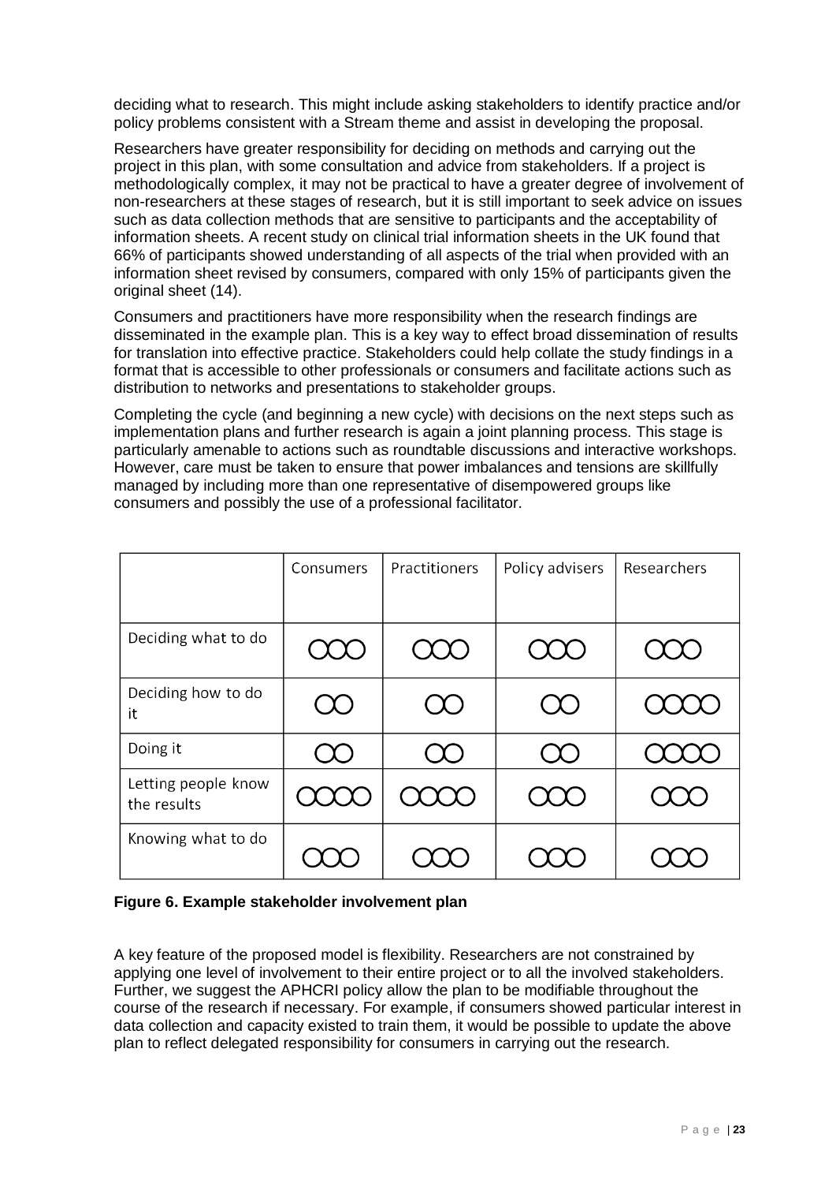deciding what to research. This might include asking stakeholders to identify practice and/or policy problems consistent with a Stream theme and assist in developing the proposal.

Researchers have greater responsibility for deciding on methods and carrying out the project in this plan, with some consultation and advice from stakeholders. If a project is methodologically complex, it may not be practical to have a greater degree of involvement of non-researchers at these stages of research, but it is still important to seek advice on issues such as data collection methods that are sensitive to participants and the acceptability of information sheets. A recent study on clinical trial information sheets in the UK found that 66% of participants showed understanding of all aspects of the trial when provided with an information sheet revised by consumers, compared with only 15% of participants given the original sheet (14).

Consumers and practitioners have more responsibility when the research findings are disseminated in the example plan. This is a key way to effect broad dissemination of results for translation into effective practice. Stakeholders could help collate the study findings in a format that is accessible to other professionals or consumers and facilitate actions such as distribution to networks and presentations to stakeholder groups.

Completing the cycle (and beginning a new cycle) with decisions on the next steps such as implementation plans and further research is again a joint planning process. This stage is particularly amenable to actions such as roundtable discussions and interactive workshops. However, care must be taken to ensure that power imbalances and tensions are skillfully managed by including more than one representative of disempowered groups like consumers and possibly the use of a professional facilitator.

| | Consumers | Practitioners | Policy advisers | Researchers |
|---|---|---|---|---|
| Deciding what to do | ◯◯◯ | ◯◯◯ | ◯◯◯ | ◯◯◯ |
| Deciding how to do it | ◯◯ | ◯◯ | ◯◯ | ◯◯◯◯ |
| Doing it | ◯◯ | ◯◯ | ◯◯ | ◯◯◯◯ |
| Letting people know the results | ◯◯◯◯ | ◯◯◯◯ | ◯◯◯ | ◯◯◯ |
| Knowing what to do | ◯◯◯ | ◯◯◯ | ◯◯◯ | ◯◯◯ |

**Figure 6. Example stakeholder involvement plan**

A key feature of the proposed model is flexibility. Researchers are not constrained by applying one level of involvement to their entire project or to all the involved stakeholders. Further, we suggest the APHCRI policy allow the plan to be modifiable throughout the course of the research if necessary. For example, if consumers showed particular interest in data collection and capacity existed to train them, it would be possible to update the above plan to reflect delegated responsibility for consumers in carrying out the research.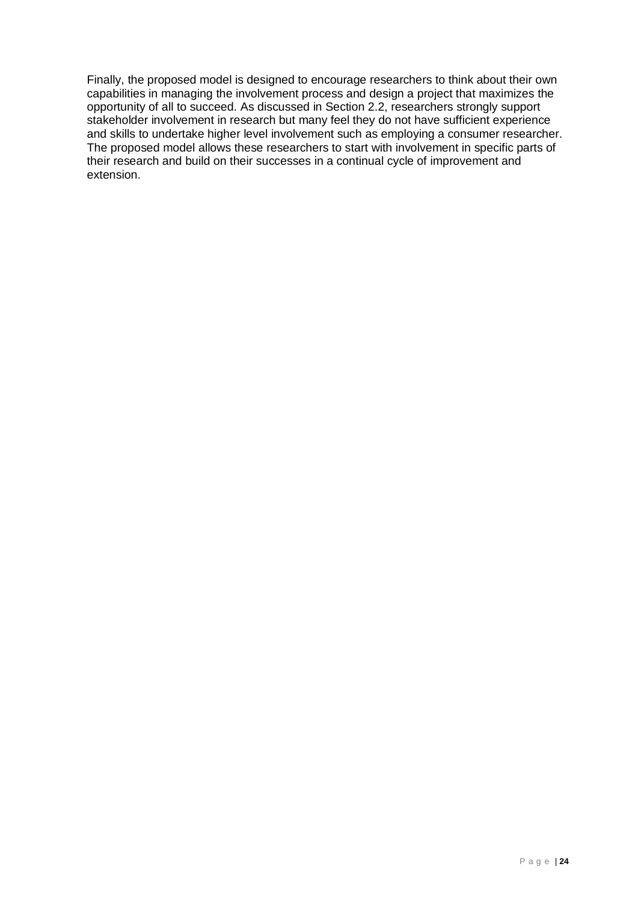Finally, the proposed model is designed to encourage researchers to think about their own capabilities in managing the involvement process and design a project that maximizes the opportunity of all to succeed. As discussed in Section 2.2, researchers strongly support stakeholder involvement in research but many feel they do not have sufficient experience and skills to undertake higher level involvement such as employing a consumer researcher. The proposed model allows these researchers to start with involvement in specific parts of their research and build on their successes in a continual cycle of improvement and extension.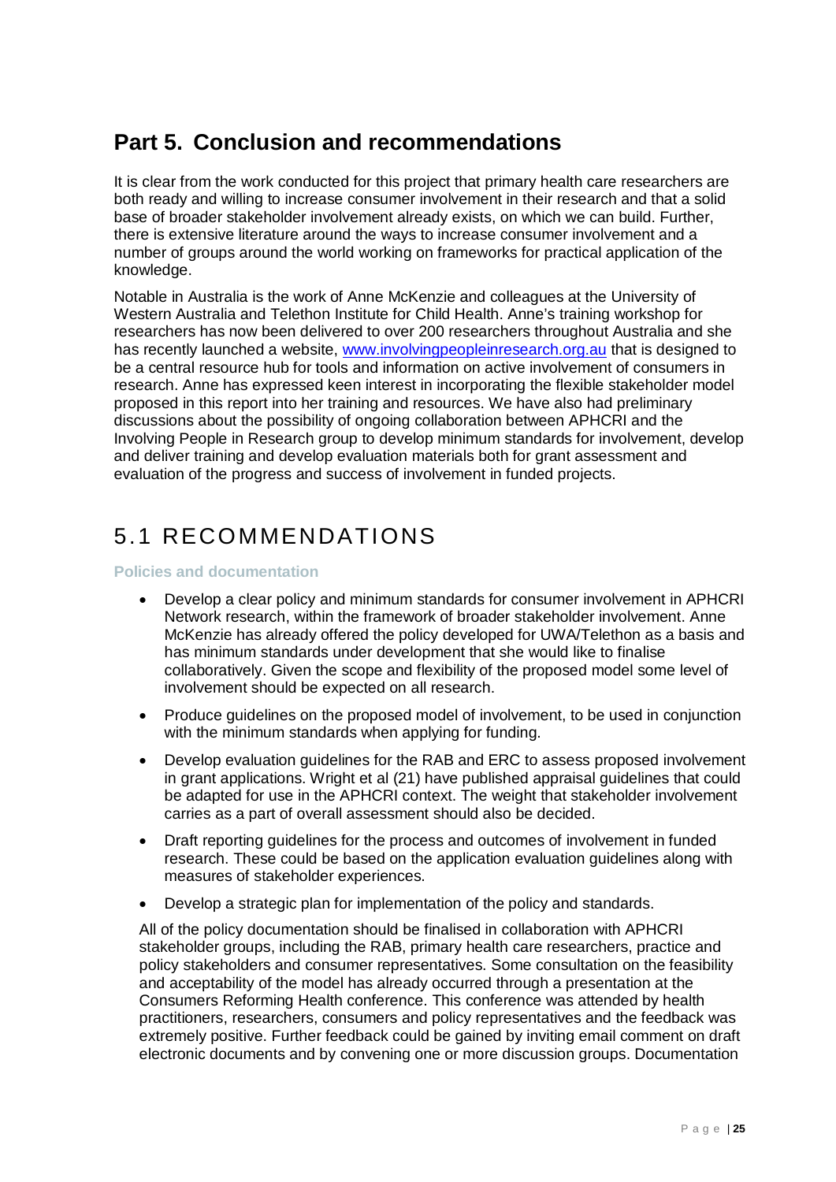# Part 5. Conclusion and recommendations

It is clear from the work conducted for this project that primary health care researchers are both ready and willing to increase consumer involvement in their research and that a solid base of broader stakeholder involvement already exists, on which we can build. Further, there is extensive literature around the ways to increase consumer involvement and a number of groups around the world working on frameworks for practical application of the knowledge.

Notable in Australia is the work of Anne McKenzie and colleagues at the University of Western Australia and Telethon Institute for Child Health. Anne's training workshop for researchers has now been delivered to over 200 researchers throughout Australia and she has recently launched a website, [www.involvingpeopleinresearch.org.au](http://www.involvingpeopleinresearch.org.au) that is designed to be a central resource hub for tools and information on active involvement of consumers in research. Anne has expressed keen interest in incorporating the flexible stakeholder model proposed in this report into her training and resources. We have also had preliminary discussions about the possibility of ongoing collaboration between APHCRI and the Involving People in Research group to develop minimum standards for involvement, develop and deliver training and develop evaluation materials both for grant assessment and evaluation of the progress and success of involvement in funded projects.

## 5.1 RECOMMENDATIONS

### Policies and documentation

- Develop a clear policy and minimum standards for consumer involvement in APHCRI Network research, within the framework of broader stakeholder involvement. Anne McKenzie has already offered the policy developed for UWA/Telethon as a basis and has minimum standards under development that she would like to finalise collaboratively. Given the scope and flexibility of the proposed model some level of involvement should be expected on all research.
- Produce guidelines on the proposed model of involvement, to be used in conjunction with the minimum standards when applying for funding.
- Develop evaluation guidelines for the RAB and ERC to assess proposed involvement in grant applications. Wright et al (21) have published appraisal guidelines that could be adapted for use in the APHCRI context. The weight that stakeholder involvement carries as a part of overall assessment should also be decided.
- Draft reporting guidelines for the process and outcomes of involvement in funded research. These could be based on the application evaluation guidelines along with measures of stakeholder experiences.
- Develop a strategic plan for implementation of the policy and standards.

All of the policy documentation should be finalised in collaboration with APHCRI stakeholder groups, including the RAB, primary health care researchers, practice and policy stakeholders and consumer representatives. Some consultation on the feasibility and acceptability of the model has already occurred through a presentation at the Consumers Reforming Health conference. This conference was attended by health practitioners, researchers, consumers and policy representatives and the feedback was extremely positive. Further feedback could be gained by inviting email comment on draft electronic documents and by convening one or more discussion groups. Documentation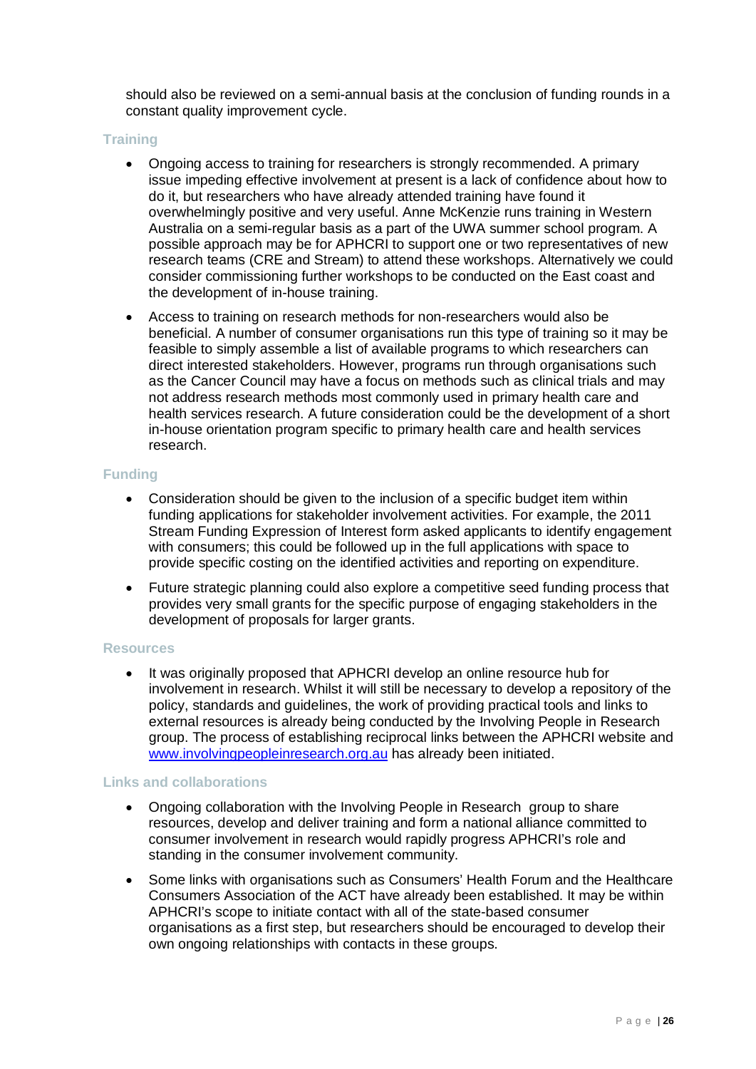should also be reviewed on a semi-annual basis at the conclusion of funding rounds in a constant quality improvement cycle.

### Training

- Ongoing access to training for researchers is strongly recommended. A primary issue impeding effective involvement at present is a lack of confidence about how to do it, but researchers who have already attended training have found it overwhelmingly positive and very useful. Anne McKenzie runs training in Western Australia on a semi-regular basis as a part of the UWA summer school program. A possible approach may be for APHCRI to support one or two representatives of new research teams (CRE and Stream) to attend these workshops. Alternatively we could consider commissioning further workshops to be conducted on the East coast and the development of in-house training.
- Access to training on research methods for non-researchers would also be beneficial. A number of consumer organisations run this type of training so it may be feasible to simply assemble a list of available programs to which researchers can direct interested stakeholders. However, programs run through organisations such as the Cancer Council may have a focus on methods such as clinical trials and may not address research methods most commonly used in primary health care and health services research. A future consideration could be the development of a short in-house orientation program specific to primary health care and health services research.

### Funding

- Consideration should be given to the inclusion of a specific budget item within funding applications for stakeholder involvement activities. For example, the 2011 Stream Funding Expression of Interest form asked applicants to identify engagement with consumers; this could be followed up in the full applications with space to provide specific costing on the identified activities and reporting on expenditure.
- Future strategic planning could also explore a competitive seed funding process that provides very small grants for the specific purpose of engaging stakeholders in the development of proposals for larger grants.

### Resources

- It was originally proposed that APHCRI develop an online resource hub for involvement in research. Whilst it will still be necessary to develop a repository of the policy, standards and guidelines, the work of providing practical tools and links to external resources is already being conducted by the Involving People in Research group. The process of establishing reciprocal links between the APHCRI website and [www.involvingpeopleinresearch.org.au](http://www.involvingpeopleinresearch.org.au) has already been initiated.

### Links and collaborations

- Ongoing collaboration with the Involving People in Research group to share resources, develop and deliver training and form a national alliance committed to consumer involvement in research would rapidly progress APHCRI's role and standing in the consumer involvement community.
- Some links with organisations such as Consumers' Health Forum and the Healthcare Consumers Association of the ACT have already been established. It may be within APHCRI's scope to initiate contact with all of the state-based consumer organisations as a first step, but researchers should be encouraged to develop their own ongoing relationships with contacts in these groups.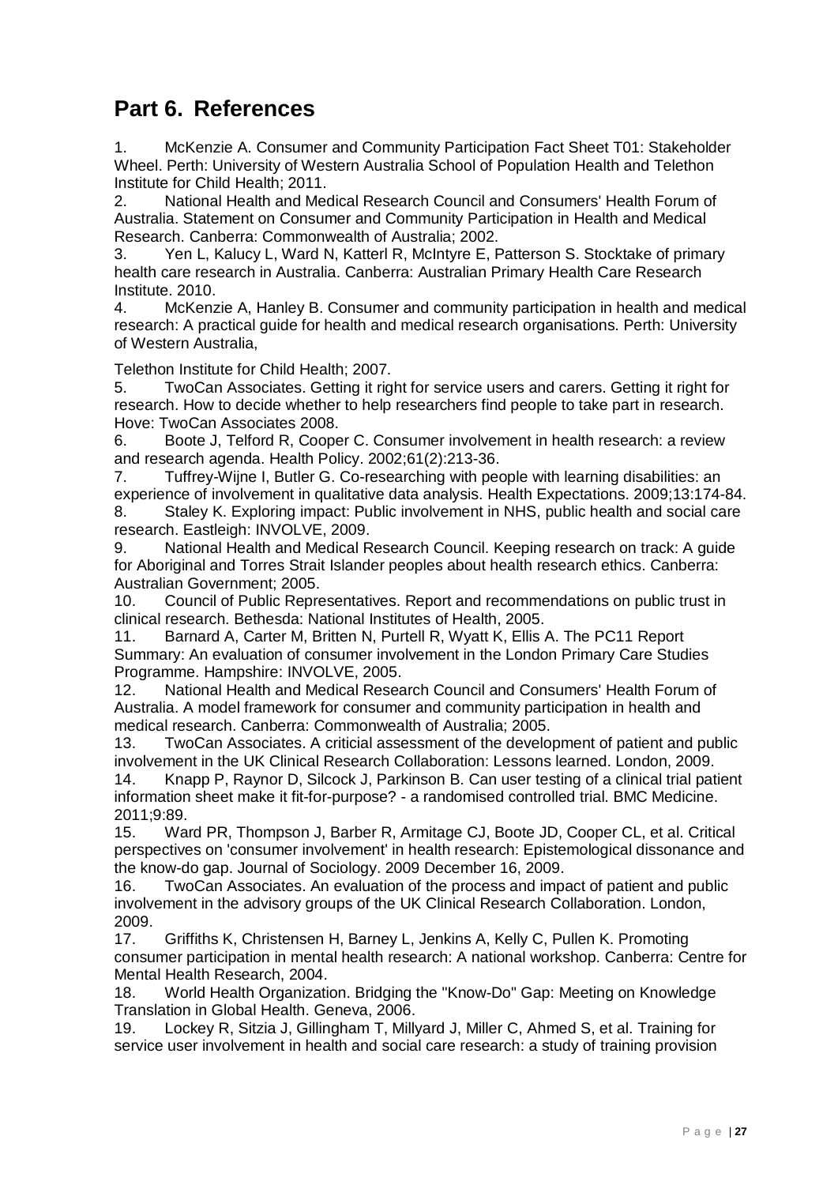# Part 6. References

1. McKenzie A. Consumer and Community Participation Fact Sheet T01: Stakeholder Wheel. Perth: University of Western Australia School of Population Health and Telethon Institute for Child Health; 2011.
2. National Health and Medical Research Council and Consumers' Health Forum of Australia. Statement on Consumer and Community Participation in Health and Medical Research. Canberra: Commonwealth of Australia; 2002.
3. Yen L, Kalucy L, Ward N, Katterl R, McIntyre E, Patterson S. Stocktake of primary health care research in Australia. Canberra: Australian Primary Health Care Research Institute. 2010.
4. McKenzie A, Hanley B. Consumer and community participation in health and medical research: A practical guide for health and medical research organisations. Perth: University of Western Australia,

Telethon Institute for Child Health; 2007.

5. TwoCan Associates. Getting it right for service users and carers. Getting it right for research. How to decide whether to help researchers find people to take part in research. Hove: TwoCan Associates 2008.
6. Boote J, Telford R, Cooper C. Consumer involvement in health research: a review and research agenda. Health Policy. 2002;61(2):213-36.
7. Tuffrey-Wijne I, Butler G. Co-researching with people with learning disabilities: an experience of involvement in qualitative data analysis. Health Expectations. 2009;13:174-84.
8. Staley K. Exploring impact: Public involvement in NHS, public health and social care research. Eastleigh: INVOLVE, 2009.
9. National Health and Medical Research Council. Keeping research on track: A guide for Aboriginal and Torres Strait Islander peoples about health research ethics. Canberra: Australian Government; 2005.
10. Council of Public Representatives. Report and recommendations on public trust in clinical research. Bethesda: National Institutes of Health, 2005.
11. Barnard A, Carter M, Britten N, Purtell R, Wyatt K, Ellis A. The PC11 Report Summary: An evaluation of consumer involvement in the London Primary Care Studies Programme. Hampshire: INVOLVE, 2005.
12. National Health and Medical Research Council and Consumers' Health Forum of Australia. A model framework for consumer and community participation in health and medical research. Canberra: Commonwealth of Australia; 2005.
13. TwoCan Associates. A criticial assessment of the development of patient and public involvement in the UK Clinical Research Collaboration: Lessons learned. London, 2009.
14. Knapp P, Raynor D, Silcock J, Parkinson B. Can user testing of a clinical trial patient information sheet make it fit-for-purpose? - a randomised controlled trial. BMC Medicine. 2011;9:89.
15. Ward PR, Thompson J, Barber R, Armitage CJ, Boote JD, Cooper CL, et al. Critical perspectives on 'consumer involvement' in health research: Epistemological dissonance and the know-do gap. Journal of Sociology. 2009 December 16, 2009.
16. TwoCan Associates. An evaluation of the process and impact of patient and public involvement in the advisory groups of the UK Clinical Research Collaboration. London, 2009.
17. Griffiths K, Christensen H, Barney L, Jenkins A, Kelly C, Pullen K. Promoting consumer participation in mental health research: A national workshop. Canberra: Centre for Mental Health Research, 2004.
18. World Health Organization. Bridging the "Know-Do" Gap: Meeting on Knowledge Translation in Global Health. Geneva, 2006.
19. Lockey R, Sitzia J, Gillingham T, Millyard J, Miller C, Ahmed S, et al. Training for service user involvement in health and social care research: a study of training provision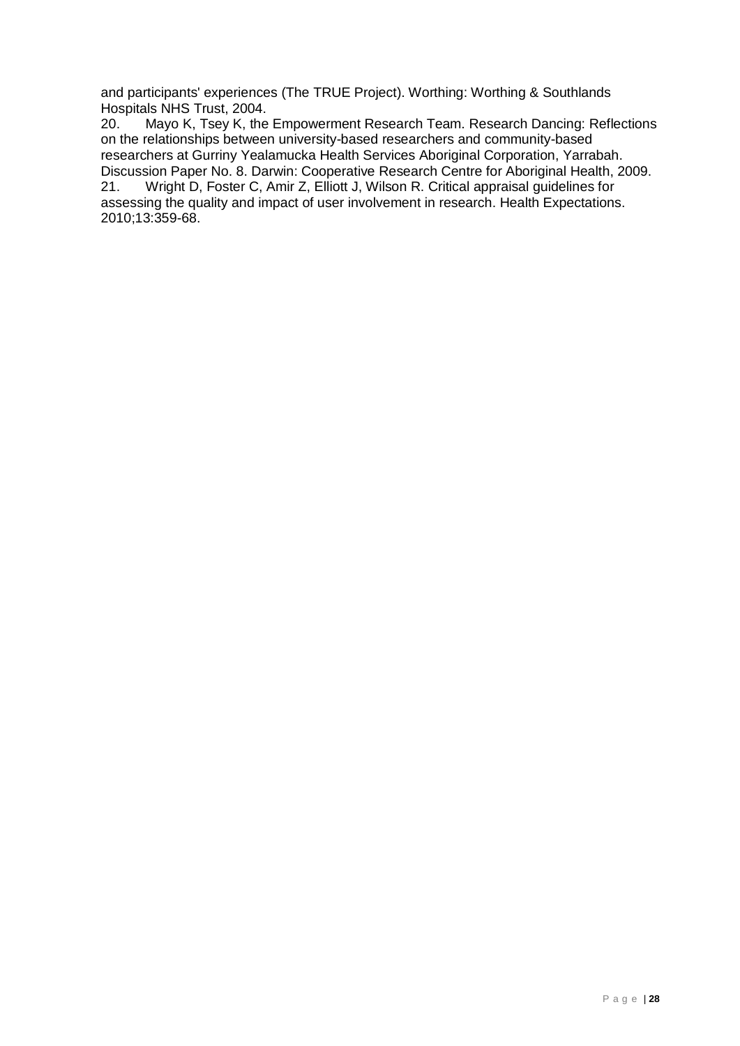and participants' experiences (The TRUE Project). Worthing: Worthing & Southlands Hospitals NHS Trust, 2004.

20. Mayo K, Tsey K, the Empowerment Research Team. Research Dancing: Reflections on the relationships between university-based researchers and community-based researchers at Gurriny Yealamucka Health Services Aboriginal Corporation, Yarrabah. Discussion Paper No. 8. Darwin: Cooperative Research Centre for Aboriginal Health, 2009.
21. Wright D, Foster C, Amir Z, Elliott J, Wilson R. Critical appraisal guidelines for assessing the quality and impact of user involvement in research. Health Expectations. 2010;13:359-68.